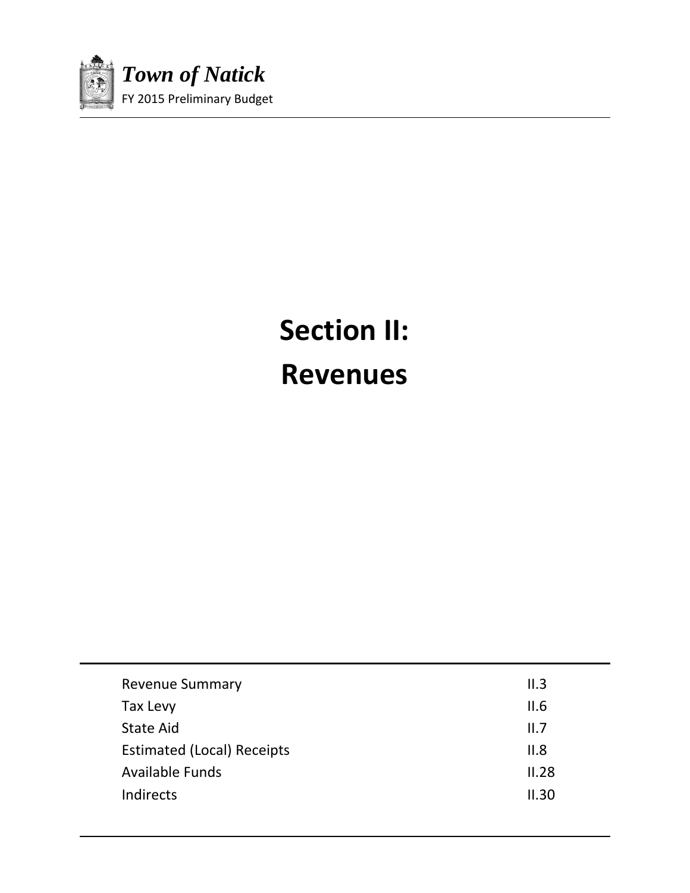# Section II:

# Revenues

| | |
|---|---|
| Revenue Summary | II.3 |
| Tax Levy | II.6 |
| State Aid | II.7 |
| Estimated (Local) Receipts | II.8 |
| Available Funds | II.28 |
| Indirects | II.30 |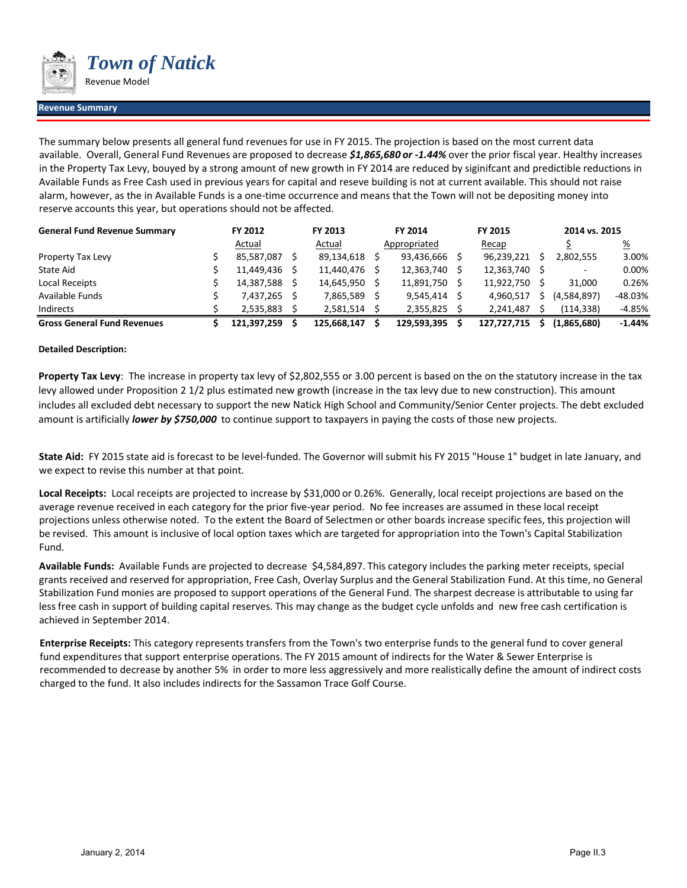# Town of Natick

Revenue Model

## Revenue Summary

The summary below presents all general fund revenues for use in FY 2015. The projection is based on the most current data available. Overall, General Fund Revenues are proposed to decrease ***$1,865,680 or -1.44%*** over the prior fiscal year. Healthy increases in the Property Tax Levy, bouyed by a strong amount of new growth in FY 2014 are reduced by siginifcant and predictible reductions in Available Funds as Free Cash used in previous years for capital and reseve building is not at current available. This should not raise alarm, however, as the in Available Funds is a one-time occurrence and means that the Town will not be depositing money into reserve accounts this year, but operations should not be affected.

| General Fund Revenue Summary | FY 2012 | FY 2013 | FY 2014 | FY 2015 | 2014 vs. 2015 | |
|---|---|---|---|---|---|---|
| | Actual | Actual | Appropriated | Recap | $ | % |
| Property Tax Levy | $ 85,587,087 | $ 89,134,618 | $ 93,436,666 | $ 96,239,221 | $ 2,802,555 | 3.00% |
| State Aid | $ 11,449,436 | $ 11,440,476 | $ 12,363,740 | $ 12,363,740 | $ - | 0.00% |
| Local Receipts | $ 14,387,588 | $ 14,645,950 | $ 11,891,750 | $ 11,922,750 | $ 31,000 | 0.26% |
| Available Funds | $ 7,437,265 | $ 7,865,589 | $ 9,545,414 | $ 4,960,517 | $ (4,584,897) | -48.03% |
| Indirects | $ 2,535,883 | $ 2,581,514 | $ 2,355,825 | $ 2,241,487 | $ (114,338) | -4.85% |
| **Gross General Fund Revenues** | **$ 121,397,259** | **$ 125,668,147** | **$ 129,593,395** | **$ 127,727,715** | **$ (1,865,680)** | **-1.44%** |

**Detailed Description:**

**Property Tax Levy**: The increase in property tax levy of $2,802,555 or 3.00 percent is based on the on the statutory increase in the tax levy allowed under Proposition 2 1/2 plus estimated new growth (increase in the tax levy due to new construction). This amount includes all excluded debt necessary to support the new Natick High School and Community/Senior Center projects. The debt excluded amount is artificially ***lower by $750,000*** to continue support to taxpayers in paying the costs of those new projects.

**State Aid:** FY 2015 state aid is forecast to be level-funded. The Governor will submit his FY 2015 "House 1" budget in late January, and we expect to revise this number at that point.

**Local Receipts:** Local receipts are projected to increase by $31,000 or 0.26%. Generally, local receipt projections are based on the average revenue received in each category for the prior five-year period. No fee increases are assumed in these local receipt projections unless otherwise noted. To the extent the Board of Selectmen or other boards increase specific fees, this projection will be revised. This amount is inclusive of local option taxes which are targeted for appropriation into the Town's Capital Stabilization Fund.

**Available Funds:** Available Funds are projected to decrease $4,584,897. This category includes the parking meter receipts, special grants received and reserved for appropriation, Free Cash, Overlay Surplus and the General Stabilization Fund. At this time, no General Stabilization Fund monies are proposed to support operations of the General Fund. The sharpest decrease is attributable to using far less free cash in support of building capital reserves. This may change as the budget cycle unfolds and new free cash certification is achieved in September 2014.

**Enterprise Receipts:** This category represents transfers from the Town's two enterprise funds to the general fund to cover general fund expenditures that support enterprise operations. The FY 2015 amount of indirects for the Water & Sewer Enterprise is recommended to decrease by another 5% in order to more less aggressively and more realistically define the amount of indirect costs charged to the fund. It also includes indirects for the Sassamon Trace Golf Course.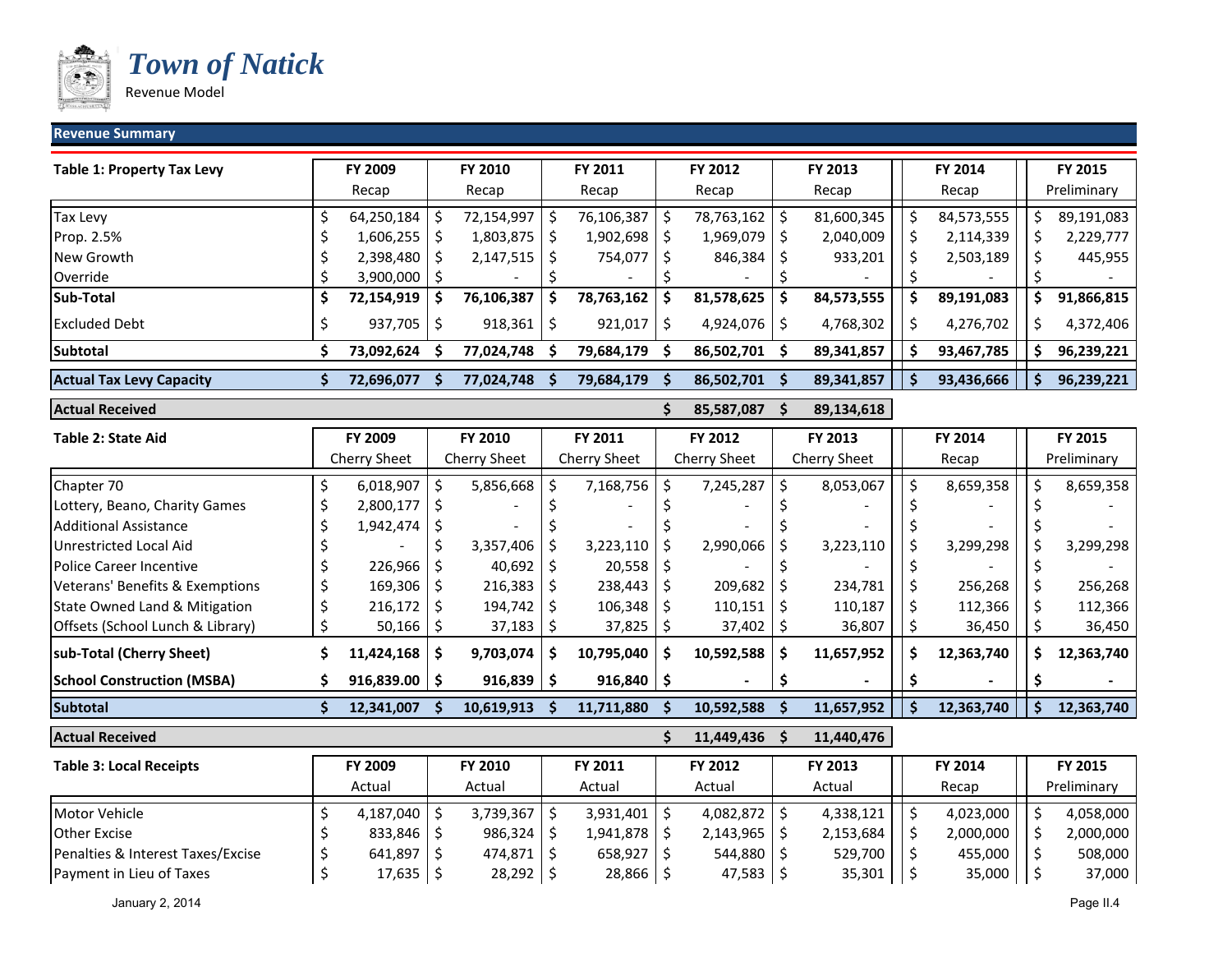# *Town of Natick*

Revenue Model

## Revenue Summary

| Table 1: Property Tax Levy | FY 2009 | FY 2010 | FY 2011 | FY 2012 | FY 2013 | FY 2014 | FY 2015 |
|---|---|---|---|---|---|---|---|
| | Recap | Recap | Recap | Recap | Recap | Recap | Preliminary |
| Tax Levy | $ 64,250,184 | $ 72,154,997 | $ 76,106,387 | $ 78,763,162 | $ 81,600,345 | $ 84,573,555 | $ 89,191,083 |
| Prop. 2.5% | $ 1,606,255 | $ 1,803,875 | $ 1,902,698 | $ 1,969,079 | $ 2,040,009 | $ 2,114,339 | $ 2,229,777 |
| New Growth | $ 2,398,480 | $ 2,147,515 | $ 754,077 | $ 846,384 | $ 933,201 | $ 2,503,189 | $ 445,955 |
| Override | $ 3,900,000 | $ - | $ - | $ - | $ - | $ - | $ - |
| **Sub-Total** | **$ 72,154,919** | **$ 76,106,387** | **$ 78,763,162** | **$ 81,578,625** | **$ 84,573,555** | **$ 89,191,083** | **$ 91,866,815** |
| Excluded Debt | $ 937,705 | $ 918,361 | $ 921,017 | $ 4,924,076 | $ 4,768,302 | $ 4,276,702 | $ 4,372,406 |
| **Subtotal** | **$ 73,092,624** | **$ 77,024,748** | **$ 79,684,179** | **$ 86,502,701** | **$ 89,341,857** | **$ 93,467,785** | **$ 96,239,221** |
| **Actual Tax Levy Capacity** | **$ 72,696,077** | **$ 77,024,748** | **$ 79,684,179** | **$ 86,502,701** | **$ 89,341,857** | **$ 93,436,666** | **$ 96,239,221** |
| **Actual Received** | | | | **$ 85,587,087** | **$ 89,134,618** | | |

| Table 2: State Aid | FY 2009 | FY 2010 | FY 2011 | FY 2012 | FY 2013 | FY 2014 | FY 2015 |
|---|---|---|---|---|---|---|---|
| | Cherry Sheet | Cherry Sheet | Cherry Sheet | Cherry Sheet | Cherry Sheet | Recap | Preliminary |
| Chapter 70 | $ 6,018,907 | $ 5,856,668 | $ 7,168,756 | $ 7,245,287 | $ 8,053,067 | $ 8,659,358 | $ 8,659,358 |
| Lottery, Beano, Charity Games | $ 2,800,177 | $ - | $ - | $ - | $ - | $ - | $ - |
| Additional Assistance | $ 1,942,474 | $ - | $ - | $ - | $ - | $ - | $ - |
| Unrestricted Local Aid | $ - | $ 3,357,406 | $ 3,223,110 | $ 2,990,066 | $ 3,223,110 | $ 3,299,298 | $ 3,299,298 |
| Police Career Incentive | $ 226,966 | $ 40,692 | $ 20,558 | $ - | $ - | $ - | $ - |
| Veterans' Benefits & Exemptions | $ 169,306 | $ 216,383 | $ 238,443 | $ 209,682 | $ 234,781 | $ 256,268 | $ 256,268 |
| State Owned Land & Mitigation | $ 216,172 | $ 194,742 | $ 106,348 | $ 110,151 | $ 110,187 | $ 112,366 | $ 112,366 |
| Offsets (School Lunch & Library) | $ 50,166 | $ 37,183 | $ 37,825 | $ 37,402 | $ 36,807 | $ 36,450 | $ 36,450 |
| **sub-Total (Cherry Sheet)** | **$ 11,424,168** | **$ 9,703,074** | **$ 10,795,040** | **$ 10,592,588** | **$ 11,657,952** | **$ 12,363,740** | **$ 12,363,740** |
| **School Construction (MSBA)** | **$ 916,839.00** | **$ 916,839** | **$ 916,840** | **$ -** | **$ -** | **$ -** | **$ -** |
| **Subtotal** | **$ 12,341,007** | **$ 10,619,913** | **$ 11,711,880** | **$ 10,592,588** | **$ 11,657,952** | **$ 12,363,740** | **$ 12,363,740** |
| **Actual Received** | | | | **$ 11,449,436** | **$ 11,440,476** | | |

| Table 3: Local Receipts | FY 2009 | FY 2010 | FY 2011 | FY 2012 | FY 2013 | FY 2014 | FY 2015 |
|---|---|---|---|---|---|---|---|
| | Actual | Actual | Actual | Actual | Actual | Recap | Preliminary |
| Motor Vehicle | $ 4,187,040 | $ 3,739,367 | $ 3,931,401 | $ 4,082,872 | $ 4,338,121 | $ 4,023,000 | $ 4,058,000 |
| Other Excise | $ 833,846 | $ 986,324 | $ 1,941,878 | $ 2,143,965 | $ 2,153,684 | $ 2,000,000 | $ 2,000,000 |
| Penalties & Interest Taxes/Excise | $ 641,897 | $ 474,871 | $ 658,927 | $ 544,880 | $ 529,700 | $ 455,000 | $ 508,000 |
| Payment in Lieu of Taxes | $ 17,635 | $ 28,292 | $ 28,866 | $ 47,583 | $ 35,301 | $ 35,000 | $ 37,000 |

January 2, 2014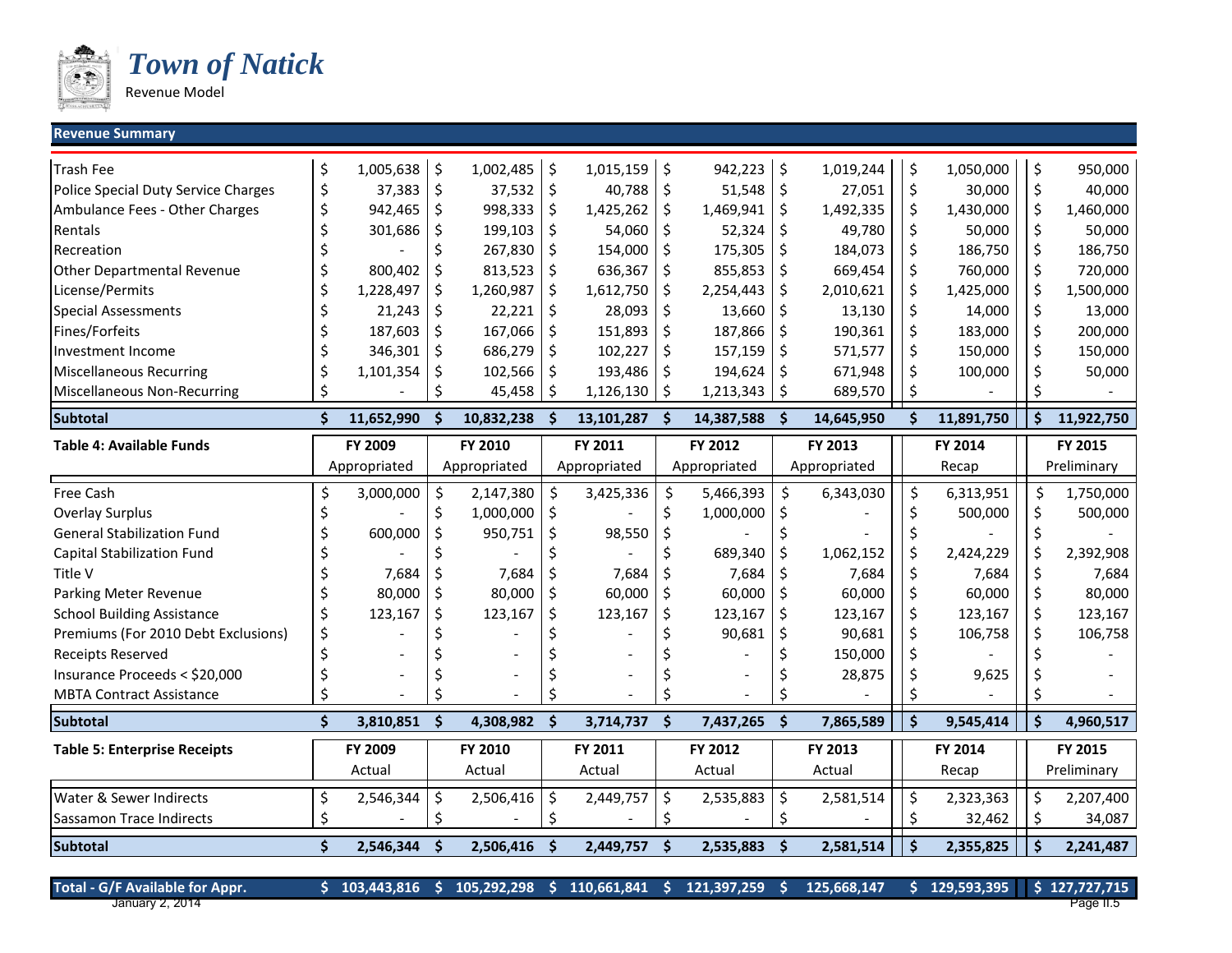# *Town of Natick*

Revenue Model

## Revenue Summary

| | | | | | | | |
|---|---|---|---|---|---|---|---|
| Trash Fee | $ 1,005,638 | $ 1,002,485 | $ 1,015,159 | $ 942,223 | $ 1,019,244 | $ 1,050,000 | $ 950,000 |
| Police Special Duty Service Charges | $ 37,383 | $ 37,532 | $ 40,788 | $ 51,548 | $ 27,051 | $ 30,000 | $ 40,000 |
| Ambulance Fees - Other Charges | $ 942,465 | $ 998,333 | $ 1,425,262 | $ 1,469,941 | $ 1,492,335 | $ 1,430,000 | $ 1,460,000 |
| Rentals | $ 301,686 | $ 199,103 | $ 54,060 | $ 52,324 | $ 49,780 | $ 50,000 | $ 50,000 |
| Recreation | $ - | $ 267,830 | $ 154,000 | $ 175,305 | $ 184,073 | $ 186,750 | $ 186,750 |
| Other Departmental Revenue | $ 800,402 | $ 813,523 | $ 636,367 | $ 855,853 | $ 669,454 | $ 760,000 | $ 720,000 |
| License/Permits | $ 1,228,497 | $ 1,260,987 | $ 1,612,750 | $ 2,254,443 | $ 2,010,621 | $ 1,425,000 | $ 1,500,000 |
| Special Assessments | $ 21,243 | $ 22,221 | $ 28,093 | $ 13,660 | $ 13,130 | $ 14,000 | $ 13,000 |
| Fines/Forfeits | $ 187,603 | $ 167,066 | $ 151,893 | $ 187,866 | $ 190,361 | $ 183,000 | $ 200,000 |
| Investment Income | $ 346,301 | $ 686,279 | $ 102,227 | $ 157,159 | $ 571,577 | $ 150,000 | $ 150,000 |
| Miscellaneous Recurring | $ 1,101,354 | $ 102,566 | $ 193,486 | $ 194,624 | $ 671,948 | $ 100,000 | $ 50,000 |
| Miscellaneous Non-Recurring | $ - | $ 45,458 | $ 1,126,130 | $ 1,213,343 | $ 689,570 | $ - | $ - |
| **Subtotal** | **$ 11,652,990** | **$ 10,832,238** | **$ 13,101,287** | **$ 14,387,588** | **$ 14,645,950** | **$ 11,891,750** | **$ 11,922,750** |

| **Table 4: Available Funds** | **FY 2009** Appropriated | **FY 2010** Appropriated | **FY 2011** Appropriated | **FY 2012** Appropriated | **FY 2013** Appropriated | **FY 2014** Recap | **FY 2015** Preliminary |
|---|---|---|---|---|---|---|---|
| Free Cash | $ 3,000,000 | $ 2,147,380 | $ 3,425,336 | $ 5,466,393 | $ 6,343,030 | $ 6,313,951 | $ 1,750,000 |
| Overlay Surplus | $ - | $ 1,000,000 | $ - | $ 1,000,000 | $ - | $ 500,000 | $ 500,000 |
| General Stabilization Fund | $ 600,000 | $ 950,751 | $ 98,550 | $ - | $ - | $ - | $ - |
| Capital Stabilization Fund | $ - | $ - | $ - | $ 689,340 | $ 1,062,152 | $ 2,424,229 | $ 2,392,908 |
| Title V | $ 7,684 | $ 7,684 | $ 7,684 | $ 7,684 | $ 7,684 | $ 7,684 | $ 7,684 |
| Parking Meter Revenue | $ 80,000 | $ 80,000 | $ 60,000 | $ 60,000 | $ 60,000 | $ 60,000 | $ 80,000 |
| School Building Assistance | $ 123,167 | $ 123,167 | $ 123,167 | $ 123,167 | $ 123,167 | $ 123,167 | $ 123,167 |
| Premiums (For 2010 Debt Exclusions) | $ - | $ - | $ - | $ 90,681 | $ 90,681 | $ 106,758 | $ 106,758 |
| Receipts Reserved | $ - | $ - | $ - | $ - | $ 150,000 | $ - | $ - |
| Insurance Proceeds < $20,000 | $ - | $ - | $ - | $ - | $ 28,875 | $ 9,625 | $ - |
| MBTA Contract Assistance | $ - | $ - | $ - | $ - | $ - | $ - | $ - |
| **Subtotal** | **$ 3,810,851** | **$ 4,308,982** | **$ 3,714,737** | **$ 7,437,265** | **$ 7,865,589** | **$ 9,545,414** | **$ 4,960,517** |

| **Table 5: Enterprise Receipts** | **FY 2009** Actual | **FY 2010** Actual | **FY 2011** Actual | **FY 2012** Actual | **FY 2013** Actual | **FY 2014** Recap | **FY 2015** Preliminary |
|---|---|---|---|---|---|---|---|
| Water & Sewer Indirects | $ 2,546,344 | $ 2,506,416 | $ 2,449,757 | $ 2,535,883 | $ 2,581,514 | $ 2,323,363 | $ 2,207,400 |
| Sassamon Trace Indirects | $ - | $ - | $ - | $ - | $ - | $ 32,462 | $ 34,087 |
| **Subtotal** | **$ 2,546,344** | **$ 2,506,416** | **$ 2,449,757** | **$ 2,535,883** | **$ 2,581,514** | **$ 2,355,825** | **$ 2,241,487** |
| **Total - G/F Available for Appr.** | **$ 103,443,816** | **$ 105,292,298** | **$ 110,661,841** | **$ 121,397,259** | **$ 125,668,147** | **$ 129,593,395** | **$ 127,727,715** |

January 2, 2014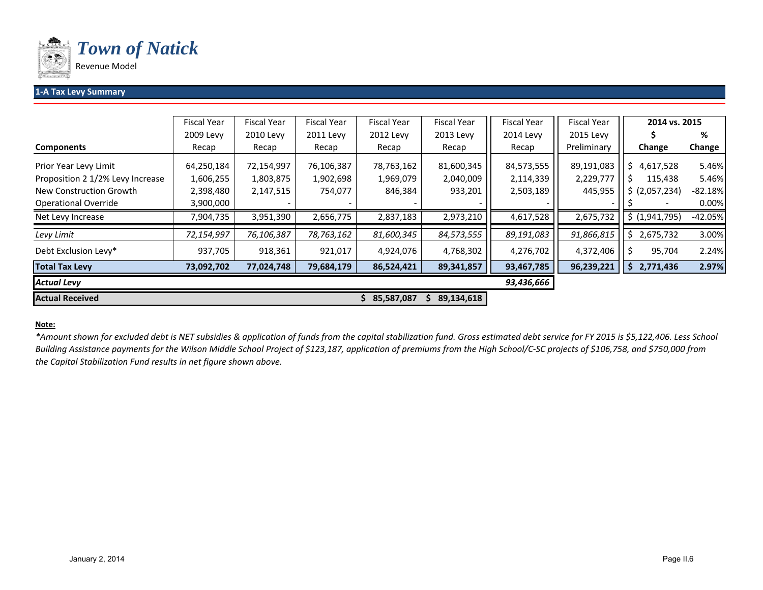# Town of Natick

Revenue Model

## 1-A Tax Levy Summary

| Components | Fiscal Year 2009 Levy Recap | Fiscal Year 2010 Levy Recap | Fiscal Year 2011 Levy Recap | Fiscal Year 2012 Levy Recap | Fiscal Year 2013 Levy Recap | Fiscal Year 2014 Levy Recap | Fiscal Year 2015 Levy Preliminary | 2014 vs. 2015 $ Change | 2014 vs. 2015 % Change |
|---|---|---|---|---|---|---|---|---|---|
| Prior Year Levy Limit | 64,250,184 | 72,154,997 | 76,106,387 | 78,763,162 | 81,600,345 | 84,573,555 | 89,191,083 | $ 4,617,528 | 5.46% |
| Proposition 2 1/2% Levy Increase | 1,606,255 | 1,803,875 | 1,902,698 | 1,969,079 | 2,040,009 | 2,114,339 | 2,229,777 | $ 115,438 | 5.46% |
| New Construction Growth | 2,398,480 | 2,147,515 | 754,077 | 846,384 | 933,201 | 2,503,189 | 445,955 | $ (2,057,234) | -82.18% |
| Operational Override | 3,900,000 | - | - | - | - | - | - | $ - | 0.00% |
| Net Levy Increase | 7,904,735 | 3,951,390 | 2,656,775 | 2,837,183 | 2,973,210 | 4,617,528 | 2,675,732 | $ (1,941,795) | -42.05% |
| *Levy Limit* | *72,154,997* | *76,106,387* | *78,763,162* | *81,600,345* | *84,573,555* | *89,191,083* | *91,866,815* | $ 2,675,732 | 3.00% |
| Debt Exclusion Levy* | 937,705 | 918,361 | 921,017 | 4,924,076 | 4,768,302 | 4,276,702 | 4,372,406 | $ 95,704 | 2.24% |
| **Total Tax Levy** | **73,092,702** | **77,024,748** | **79,684,179** | **86,524,421** | **89,341,857** | **93,467,785** | **96,239,221** | **$ 2,771,436** | **2.97%** |
| ***Actual Levy*** | | | | | | ***93,436,666*** | | | |
| **Actual Received** | | | | **$ 85,587,087** | **$ 89,134,618** | | | | |

**Note:**

*\*Amount shown for excluded debt is NET subsidies & application of funds from the capital stabilization fund. Gross estimated debt service for FY 2015 is $5,122,406. Less School Building Assistance payments for the Wilson Middle School Project of $123,187, application of premiums from the High School/C-SC projects of $106,758, and $750,000 from the Capital Stabilization Fund results in net figure shown above.*

January 2, 2014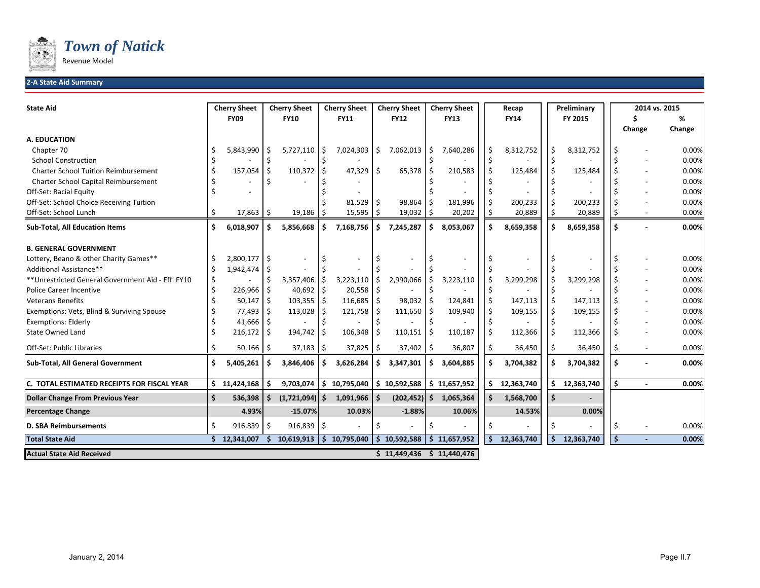# *Town of Natick*

Revenue Model

## 2-A State Aid Summary

| State Aid | Cherry Sheet FY09 | Cherry Sheet FY10 | Cherry Sheet FY11 | Cherry Sheet FY12 | Cherry Sheet FY13 | Recap FY14 | Preliminary FY 2015 | 2014 vs. 2015 $ Change | 2014 vs. 2015 % Change |
|---|---|---|---|---|---|---|---|---|---|
| **A. EDUCATION** | | | | | | | | | |
| Chapter 70 | $ 5,843,990 | $ 5,727,110 | $ 7,024,303 | $ 7,062,013 | $ 7,640,286 | $ 8,312,752 | $ 8,312,752 | $ - | 0.00% |
| School Construction | $ - | $ - | $ - | | $ - | $ - | $ - | $ - | 0.00% |
| Charter School Tuition Reimbursement | $ 157,054 | $ 110,372 | $ 47,329 | $ 65,378 | $ 210,583 | $ 125,484 | $ 125,484 | $ - | 0.00% |
| Charter School Capital Reimbursement | $ - | $ - | $ - | | $ - | $ - | $ - | $ - | 0.00% |
| Off-Set: Racial Equity | $ - | | $ - | | $ - | $ - | $ - | $ - | 0.00% |
| Off-Set: School Choice Receiving Tuition | | | $ 81,529 | $ 98,864 | $ 181,996 | $ 200,233 | $ 200,233 | $ - | 0.00% |
| Off-Set: School Lunch | $ 17,863 | $ 19,186 | $ 15,595 | $ 19,032 | $ 20,202 | $ 20,889 | $ 20,889 | $ - | 0.00% |
| **Sub-Total, All Education Items** | **$ 6,018,907** | **$ 5,856,668** | **$ 7,168,756** | **$ 7,245,287** | **$ 8,053,067** | **$ 8,659,358** | **$ 8,659,358** | **$ -** | **0.00%** |
| **B. GENERAL GOVERNMENT** | | | | | | | | | |
| Lottery, Beano & other Charity Games** | $ 2,800,177 | $ - | $ - | $ - | $ - | $ - | $ - | $ - | 0.00% |
| Additional Assistance** | $ 1,942,474 | $ - | $ - | $ - | $ - | $ - | $ - | $ - | 0.00% |
| **Unrestricted General Government Aid - Eff. FY10 | $ - | $ 3,357,406 | $ 3,223,110 | $ 2,990,066 | $ 3,223,110 | $ 3,299,298 | $ 3,299,298 | $ - | 0.00% |
| Police Career Incentive | $ 226,966 | $ 40,692 | $ 20,558 | $ - | $ - | $ - | $ - | $ - | 0.00% |
| Veterans Benefits | $ 50,147 | $ 103,355 | $ 116,685 | $ 98,032 | $ 124,841 | $ 147,113 | $ 147,113 | $ - | 0.00% |
| Exemptions: Vets, Blind & Surviving Spouse | $ 77,493 | $ 113,028 | $ 121,758 | $ 111,650 | $ 109,940 | $ 109,155 | $ 109,155 | $ - | 0.00% |
| Exemptions: Elderly | $ 41,666 | $ - | $ - | $ - | $ - | $ - | $ - | $ - | 0.00% |
| State Owned Land | $ 216,172 | $ 194,742 | $ 106,348 | $ 110,151 | $ 110,187 | $ 112,366 | $ 112,366 | $ - | 0.00% |
| Off-Set: Public Libraries | $ 50,166 | $ 37,183 | $ 37,825 | $ 37,402 | $ 36,807 | $ 36,450 | $ 36,450 | $ - | 0.00% |
| **Sub-Total, All General Government** | **$ 5,405,261** | **$ 3,846,406** | **$ 3,626,284** | **$ 3,347,301** | **$ 3,604,885** | **$ 3,704,382** | **$ 3,704,382** | **$ -** | **0.00%** |
| **C. TOTAL ESTIMATED RECEIPTS FOR FISCAL YEAR** | **$ 11,424,168** | **$ 9,703,074** | **$ 10,795,040** | **$ 10,592,588** | **$ 11,657,952** | **$ 12,363,740** | **$ 12,363,740** | **$ -** | **0.00%** |
| **Dollar Change From Previous Year** | **$ 536,398** | **$ (1,721,094)** | **$ 1,091,966** | **$ (202,452)** | **$ 1,065,364** | **$ 1,568,700** | **$ -** | | |
| **Percentage Change** | **4.93%** | **-15.07%** | **10.03%** | **-1.88%** | **10.06%** | **14.53%** | **0.00%** | | |
| **D. SBA Reimbursements** | $ 916,839 | $ 916,839 | $ - | $ - | $ - | $ - | $ - | $ - | 0.00% |
| **Total State Aid** | **$ 12,341,007** | **$ 10,619,913** | **$ 10,795,040** | **$ 10,592,588** | **$ 11,657,952** | **$ 12,363,740** | **$ 12,363,740** | **$ -** | **0.00%** |
| **Actual State Aid Received** | | | | **$ 11,449,436** | **$ 11,440,476** | | | | |

January 2, 2014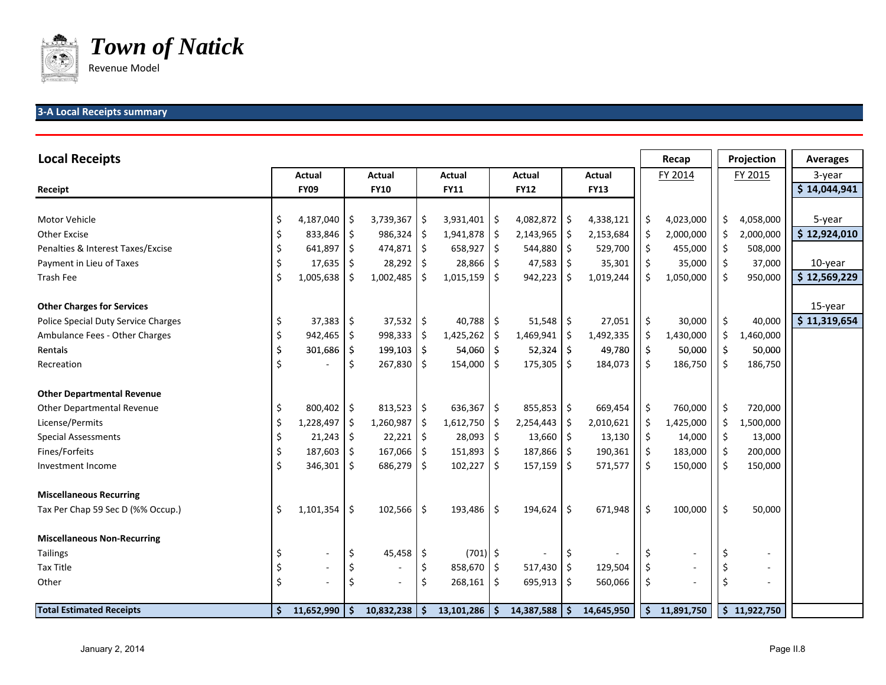# *Town of Natick*

Revenue Model

## 3-A Local Receipts summary

## Local Receipts

| Receipt | Actual FY09 | Actual FY10 | Actual FY11 | Actual FY12 | Actual FY13 | Recap FY 2014 | Projection FY 2015 | Averages |
|---|---|---|---|---|---|---|---|---|
| | | | | | | | | 3-year |
| | | | | | | | | $ 14,044,941 |
| Motor Vehicle | $ 4,187,040 | $ 3,739,367 | $ 3,931,401 | $ 4,082,872 | $ 4,338,121 | $ 4,023,000 | $ 4,058,000 | 5-year |
| Other Excise | $ 833,846 | $ 986,324 | $ 1,941,878 | $ 2,143,965 | $ 2,153,684 | $ 2,000,000 | $ 2,000,000 | $ 12,924,010 |
| Penalties & Interest Taxes/Excise | $ 641,897 | $ 474,871 | $ 658,927 | $ 544,880 | $ 529,700 | $ 455,000 | $ 508,000 | |
| Payment in Lieu of Taxes | $ 17,635 | $ 28,292 | $ 28,866 | $ 47,583 | $ 35,301 | $ 35,000 | $ 37,000 | 10-year |
| Trash Fee | $ 1,005,638 | $ 1,002,485 | $ 1,015,159 | $ 942,223 | $ 1,019,244 | $ 1,050,000 | $ 950,000 | $ 12,569,229 |
| **Other Charges for Services** | | | | | | | | 15-year |
| Police Special Duty Service Charges | $ 37,383 | $ 37,532 | $ 40,788 | $ 51,548 | $ 27,051 | $ 30,000 | $ 40,000 | $ 11,319,654 |
| Ambulance Fees - Other Charges | $ 942,465 | $ 998,333 | $ 1,425,262 | $ 1,469,941 | $ 1,492,335 | $ 1,430,000 | $ 1,460,000 | |
| Rentals | $ 301,686 | $ 199,103 | $ 54,060 | $ 52,324 | $ 49,780 | $ 50,000 | $ 50,000 | |
| Recreation | $ - | $ 267,830 | $ 154,000 | $ 175,305 | $ 184,073 | $ 186,750 | $ 186,750 | |
| **Other Departmental Revenue** | | | | | | | | |
| Other Departmental Revenue | $ 800,402 | $ 813,523 | $ 636,367 | $ 855,853 | $ 669,454 | $ 760,000 | $ 720,000 | |
| License/Permits | $ 1,228,497 | $ 1,260,987 | $ 1,612,750 | $ 2,254,443 | $ 2,010,621 | $ 1,425,000 | $ 1,500,000 | |
| Special Assessments | $ 21,243 | $ 22,221 | $ 28,093 | $ 13,660 | $ 13,130 | $ 14,000 | $ 13,000 | |
| Fines/Forfeits | $ 187,603 | $ 167,066 | $ 151,893 | $ 187,866 | $ 190,361 | $ 183,000 | $ 200,000 | |
| Investment Income | $ 346,301 | $ 686,279 | $ 102,227 | $ 157,159 | $ 571,577 | $ 150,000 | $ 150,000 | |
| **Miscellaneous Recurring** | | | | | | | | |
| Tax Per Chap 59 Sec D (%% Occup.) | $ 1,101,354 | $ 102,566 | $ 193,486 | $ 194,624 | $ 671,948 | $ 100,000 | $ 50,000 | |
| **Miscellaneous Non-Recurring** | | | | | | | | |
| Tailings | $ - | $ 45,458 | $ (701) | $ - | $ - | $ - | $ - | |
| Tax Title | $ - | $ - | $ 858,670 | $ 517,430 | $ 129,504 | $ - | $ - | |
| Other | $ - | $ - | $ 268,161 | $ 695,913 | $ 560,066 | $ - | $ - | |
| **Total Estimated Receipts** | **$ 11,652,990** | **$ 10,832,238** | **$ 13,101,286** | **$ 14,387,588** | **$ 14,645,950** | **$ 11,891,750** | **$ 11,922,750** | |

January 2, 2014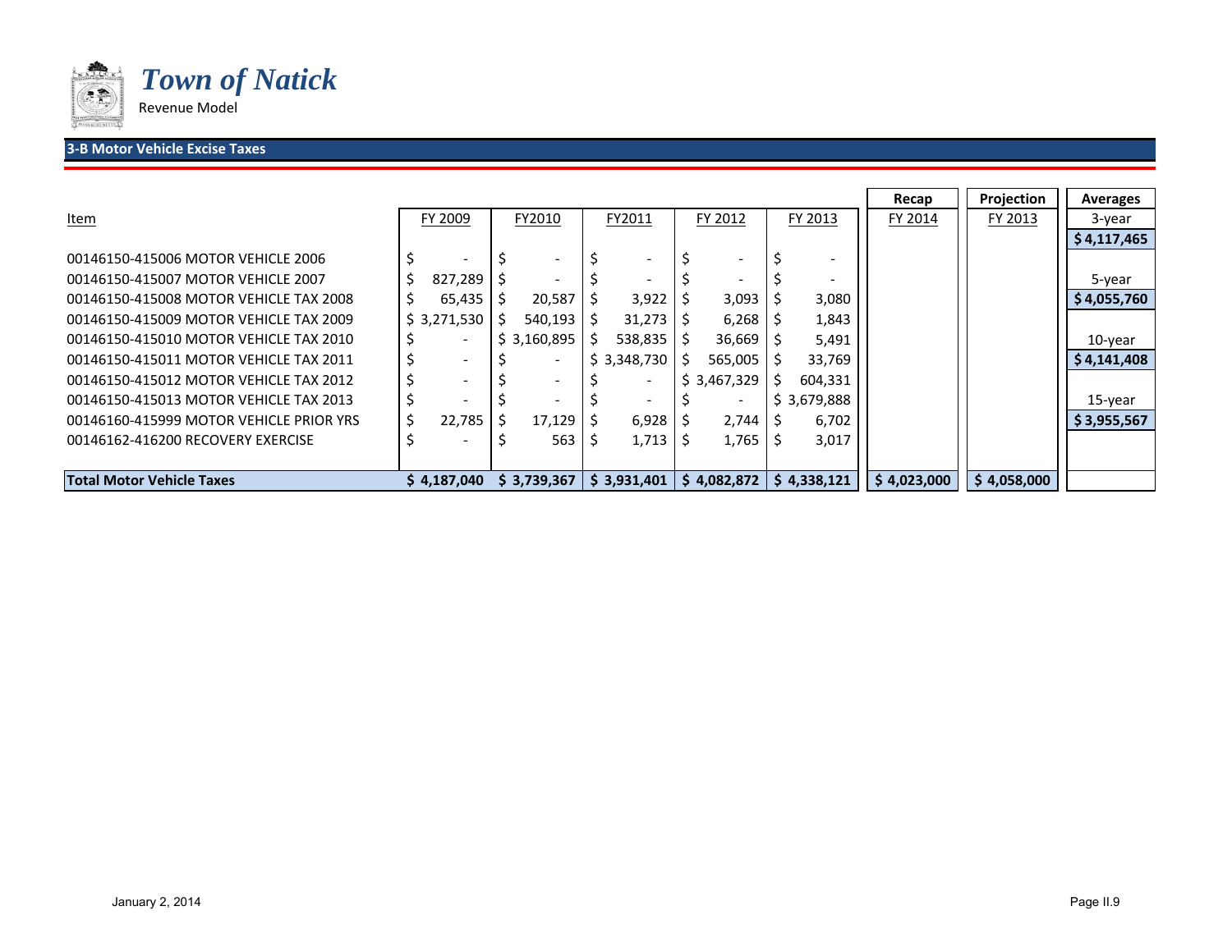# Town of Natick

Revenue Model

## 3-B Motor Vehicle Excise Taxes

| Item | FY 2009 | FY2010 | FY2011 | FY 2012 | FY 2013 | Recap FY 2014 | Projection FY 2013 | Averages |
|---|---|---|---|---|---|---|---|---|
| | | | | | | | | 3-year |
| | | | | | | | | **$ 4,117,465** |
| 00146150-415006 MOTOR VEHICLE 2006 | $ - | $ - | $ - | $ - | $ - | | | |
| 00146150-415007 MOTOR VEHICLE 2007 | $ 827,289 | $ - | $ - | $ - | $ - | | | 5-year |
| 00146150-415008 MOTOR VEHICLE TAX 2008 | $ 65,435 | $ 20,587 | $ 3,922 | $ 3,093 | $ 3,080 | | | **$ 4,055,760** |
| 00146150-415009 MOTOR VEHICLE TAX 2009 | $ 3,271,530 | $ 540,193 | $ 31,273 | $ 6,268 | $ 1,843 | | | |
| 00146150-415010 MOTOR VEHICLE TAX 2010 | $ - | $ 3,160,895 | $ 538,835 | $ 36,669 | $ 5,491 | | | 10-year |
| 00146150-415011 MOTOR VEHICLE TAX 2011 | $ - | $ - | $ 3,348,730 | $ 565,005 | $ 33,769 | | | **$ 4,141,408** |
| 00146150-415012 MOTOR VEHICLE TAX 2012 | $ - | $ - | $ - | $ 3,467,329 | $ 604,331 | | | |
| 00146150-415013 MOTOR VEHICLE TAX 2013 | $ - | $ - | $ - | $ - | $ 3,679,888 | | | 15-year |
| 00146160-415999 MOTOR VEHICLE PRIOR YRS | $ 22,785 | $ 17,129 | $ 6,928 | $ 2,744 | $ 6,702 | | | **$ 3,955,567** |
| 00146162-416200 RECOVERY EXERCISE | $ - | $ 563 | $ 1,713 | $ 1,765 | $ 3,017 | | | |
| **Total Motor Vehicle Taxes** | **$ 4,187,040** | **$ 3,739,367** | **$ 3,931,401** | **$ 4,082,872** | **$ 4,338,121** | **$ 4,023,000** | **$ 4,058,000** | |

January 2, 2014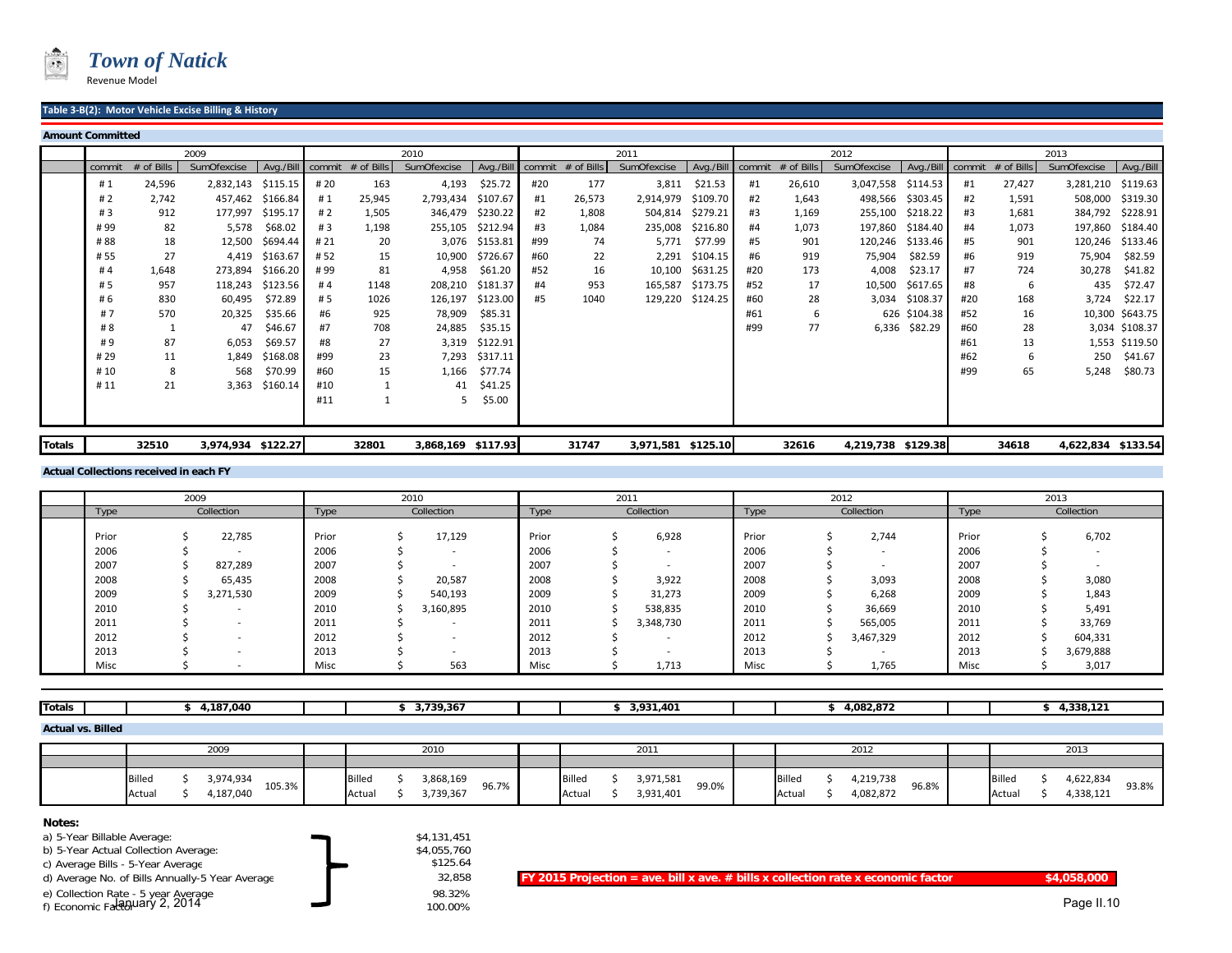# *Town of Natick*

Revenue Model

## Table 3-B(2): Motor Vehicle Excise Billing & History

### Amount Committed

| | 2009 | | | | 2010 | | | | 2011 | | | | 2012 | | | | 2013 | | | |
|---|---|---|---|---|---|---|---|---|---|---|---|---|---|---|---|---|---|---|---|---|
| | commit | # of Bills | SumOfexcise | Avg./Bill | commit | # of Bills | SumOfexcise | Avg./Bill | commit | # of Bills | SumOfexcise | Avg./Bill | commit | # of Bills | SumOfexcise | Avg./Bill | commit | # of Bills | SumOfexcise | Avg./Bill |
| | # 1 | 24,596 | 2,832,143 | $115.15 | # 20 | 163 | 4,193 | $25.72 | #20 | 177 | 3,811 | $21.53 | #1 | 26,610 | 3,047,558 | $114.53 | #1 | 27,427 | 3,281,210 | $119.63 |
| | # 2 | 2,742 | 457,462 | $166.84 | # 1 | 25,945 | 2,793,434 | $107.67 | #1 | 26,573 | 2,914,979 | $109.70 | #2 | 1,643 | 498,566 | $303.45 | #2 | 1,591 | 508,000 | $319.30 |
| | # 3 | 912 | 177,997 | $195.17 | # 2 | 1,505 | 346,479 | $230.22 | #2 | 1,808 | 504,814 | $279.21 | #3 | 1,169 | 255,100 | $218.22 | #3 | 1,681 | 384,792 | $228.91 |
| | # 99 | 82 | 5,578 | $68.02 | # 3 | 1,198 | 255,105 | $212.94 | #3 | 1,084 | 235,008 | $216.80 | #4 | 1,073 | 197,860 | $184.40 | #4 | 1,073 | 197,860 | $184.40 |
| | # 88 | 18 | 12,500 | $694.44 | # 21 | 20 | 3,076 | $153.81 | #99 | 74 | 5,771 | $77.99 | #5 | 901 | 120,246 | $133.46 | #5 | 901 | 120,246 | $133.46 |
| | # 55 | 27 | 4,419 | $163.67 | # 52 | 15 | 10,900 | $726.67 | #60 | 22 | 2,291 | $104.15 | #6 | 919 | 75,904 | $82.59 | #6 | 919 | 75,904 | $82.59 |
| | # 4 | 1,648 | 273,894 | $166.20 | # 99 | 81 | 4,958 | $61.20 | #52 | 16 | 10,100 | $631.25 | #20 | 173 | 4,008 | $23.17 | #7 | 724 | 30,278 | $41.82 |
| | # 5 | 957 | 118,243 | $123.56 | # 4 | 1148 | 208,210 | $181.37 | #4 | 953 | 165,587 | $173.75 | #52 | 17 | 10,500 | $617.65 | #8 | 6 | 435 | $72.47 |
| | # 6 | 830 | 60,495 | $72.89 | # 5 | 1026 | 126,197 | $123.00 | #5 | 1040 | 129,220 | $124.25 | #60 | 28 | 3,034 | $108.37 | #20 | 168 | 3,724 | $22.17 |
| | # 7 | 570 | 20,325 | $35.66 | #6 | 925 | 78,909 | $85.31 | | | | | #61 | 6 | 626 | $104.38 | #52 | 16 | 10,300 | $643.75 |
| | # 8 | 1 | 47 | $46.67 | #7 | 708 | 24,885 | $35.15 | | | | | #99 | 77 | 6,336 | $82.29 | #60 | 28 | 3,034 | $108.37 |
| | # 9 | 87 | 6,053 | $69.57 | #8 | 27 | 3,319 | $122.91 | | | | | | | | | #61 | 13 | 1,553 | $119.50 |
| | # 29 | 11 | 1,849 | $168.08 | #99 | 23 | 7,293 | $317.11 | | | | | | | | | #62 | 6 | 250 | $41.67 |
| | # 10 | 8 | 568 | $70.99 | #60 | 15 | 1,166 | $77.74 | | | | | | | | | #99 | 65 | 5,248 | $80.73 |
| | # 11 | 21 | 3,363 | $160.14 | #10 | 1 | 41 | $41.25 | | | | | | | | | | | | |
| | | | | | #11 | 1 | 5 | $5.00 | | | | | | | | | | | | |
| **Totals** | | **32510** | **3,974,934** | **$122.27** | | **32801** | **3,868,169** | **$117.93** | | **31747** | **3,971,581** | **$125.10** | | **32616** | **4,219,738** | **$129.38** | | **34618** | **4,622,834** | **$133.54** |

### Actual Collections received in each FY

| | 2009 | | 2010 | | 2011 | | 2012 | | 2013 | |
|---|---|---|---|---|---|---|---|---|---|---|
| | Type | Collection | Type | Collection | Type | Collection | Type | Collection | Type | Collection |
| | Prior | $ 22,785 | Prior | $ 17,129 | Prior | $ 6,928 | Prior | $ 2,744 | Prior | $ 6,702 |
| | 2006 | $ - | 2006 | $ - | 2006 | $ - | 2006 | $ - | 2006 | $ - |
| | 2007 | $ 827,289 | 2007 | $ - | 2007 | $ - | 2007 | $ - | 2007 | $ - |
| | 2008 | $ 65,435 | 2008 | $ 20,587 | 2008 | $ 3,922 | 2008 | $ 3,093 | 2008 | $ 3,080 |
| | 2009 | $ 3,271,530 | 2009 | $ 540,193 | 2009 | $ 31,273 | 2009 | $ 6,268 | 2009 | $ 1,843 |
| | 2010 | $ - | 2010 | $ 3,160,895 | 2010 | $ 538,835 | 2010 | $ 36,669 | 2010 | $ 5,491 |
| | 2011 | $ - | 2011 | $ - | 2011 | $ 3,348,730 | 2011 | $ 565,005 | 2011 | $ 33,769 |
| | 2012 | $ - | 2012 | $ - | 2012 | $ - | 2012 | $ 3,467,329 | 2012 | $ 604,331 |
| | 2013 | $ - | 2013 | $ - | 2013 | $ - | 2013 | $ - | 2013 | $ 3,679,888 |
| | Misc | $ - | Misc | $ 563 | Misc | $ 1,713 | Misc | $ 1,765 | Misc | $ 3,017 |
| **Totals** | | **$ 4,187,040** | | **$ 3,739,367** | | **$ 3,931,401** | | **$ 4,082,872** | | **$ 4,338,121** |

### Actual vs. Billed

| | 2009 | | | 2010 | | | 2011 | | | 2012 | | | 2013 | | |
|---|---|---|---|---|---|---|---|---|---|---|---|---|---|---|---|
| | Billed | $ 3,974,934 | 105.3% | Billed | $ 3,868,169 | 96.7% | Billed | $ 3,971,581 | 99.0% | Billed | $ 4,219,738 | 96.8% | Billed | $ 4,622,834 | 93.8% |
| | Actual | $ 4,187,040 | | Actual | $ 3,739,367 | | Actual | $ 3,931,401 | | Actual | $ 4,082,872 | | Actual | $ 4,338,121 | |

**Notes:**

| | |
|---|---|
| a) 5-Year Billable Average: | $4,131,451 |
| b) 5-Year Actual Collection Average: | $4,055,760 |
| c) Average Bills - 5-Year Average | $125.64 |
| d) Average No. of Bills Annually-5 Year Average | 32,858 |
| e) Collection Rate - 5 year Average | 98.32% |
| f) Economic Factor | 100.00% |

**FY 2015 Projection = ave. bill x ave. # bills x collection rate x economic factor** — **$4,058,000**

January 2, 2014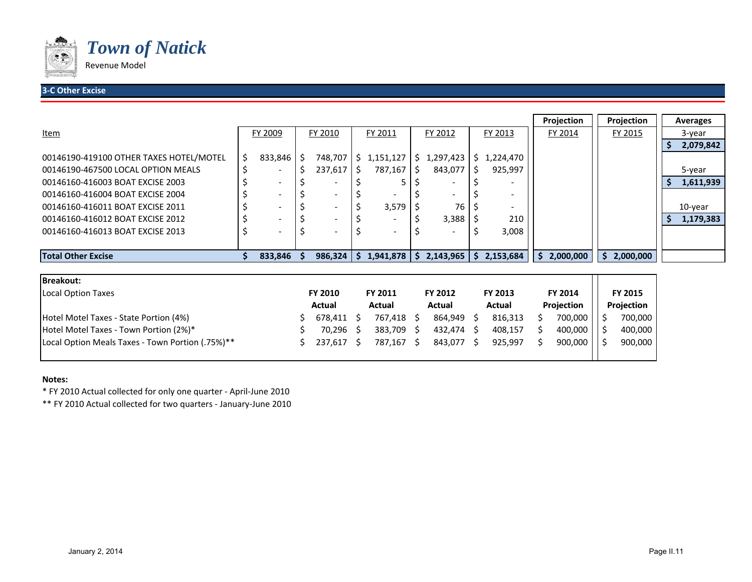# Town of Natick

Revenue Model

## 3-C Other Excise

| Item | FY 2009 | FY 2010 | FY 2011 | FY 2012 | FY 2013 | Projection FY 2014 | Projection FY 2015 | Averages |
|---|---|---|---|---|---|---|---|---|
| | | | | | | | | 3-year |
| | | | | | | | | $ 2,079,842 |
| 00146190-419100 OTHER TAXES HOTEL/MOTEL | $ 833,846 | $ 748,707 | $ 1,151,127 | $ 1,297,423 | $ 1,224,470 | | | |
| 00146190-467500 LOCAL OPTION MEALS | $ - | $ 237,617 | $ 787,167 | $ 843,077 | $ 925,997 | | | 5-year |
| 00146160-416003 BOAT EXCISE 2003 | $ - | $ - | $ 5 | $ - | $ - | | | $ 1,611,939 |
| 00146160-416004 BOAT EXCISE 2004 | $ - | $ - | $ - | $ - | $ - | | | |
| 00146160-416011 BOAT EXCISE 2011 | $ - | $ - | $ 3,579 | $ 76 | $ - | | | 10-year |
| 00146160-416012 BOAT EXCISE 2012 | $ - | $ - | $ - | $ 3,388 | $ 210 | | | $ 1,179,383 |
| 00146160-416013 BOAT EXCISE 2013 | $ - | $ - | $ - | $ - | $ 3,008 | | | |
| **Total Other Excise** | **$ 833,846** | **$ 986,324** | **$ 1,941,878** | **$ 2,143,965** | **$ 2,153,684** | **$ 2,000,000** | **$ 2,000,000** | |

**Breakout:**

| Local Option Taxes | FY 2010 Actual | FY 2011 Actual | FY 2012 Actual | FY 2013 Actual | FY 2014 Projection | FY 2015 Projection |
|---|---|---|---|---|---|---|
| Hotel Motel Taxes - State Portion (4%) | $ 678,411 | $ 767,418 | $ 864,949 | $ 816,313 | $ 700,000 | $ 700,000 |
| Hotel Motel Taxes - Town Portion (2%)* | $ 70,296 | $ 383,709 | $ 432,474 | $ 408,157 | $ 400,000 | $ 400,000 |
| Local Option Meals Taxes - Town Portion (.75%)** | $ 237,617 | $ 787,167 | $ 843,077 | $ 925,997 | $ 900,000 | $ 900,000 |

**Notes:**

* FY 2010 Actual collected for only one quarter - April-June 2010

** FY 2010 Actual collected for two quarters - January-June 2010

January 2, 2014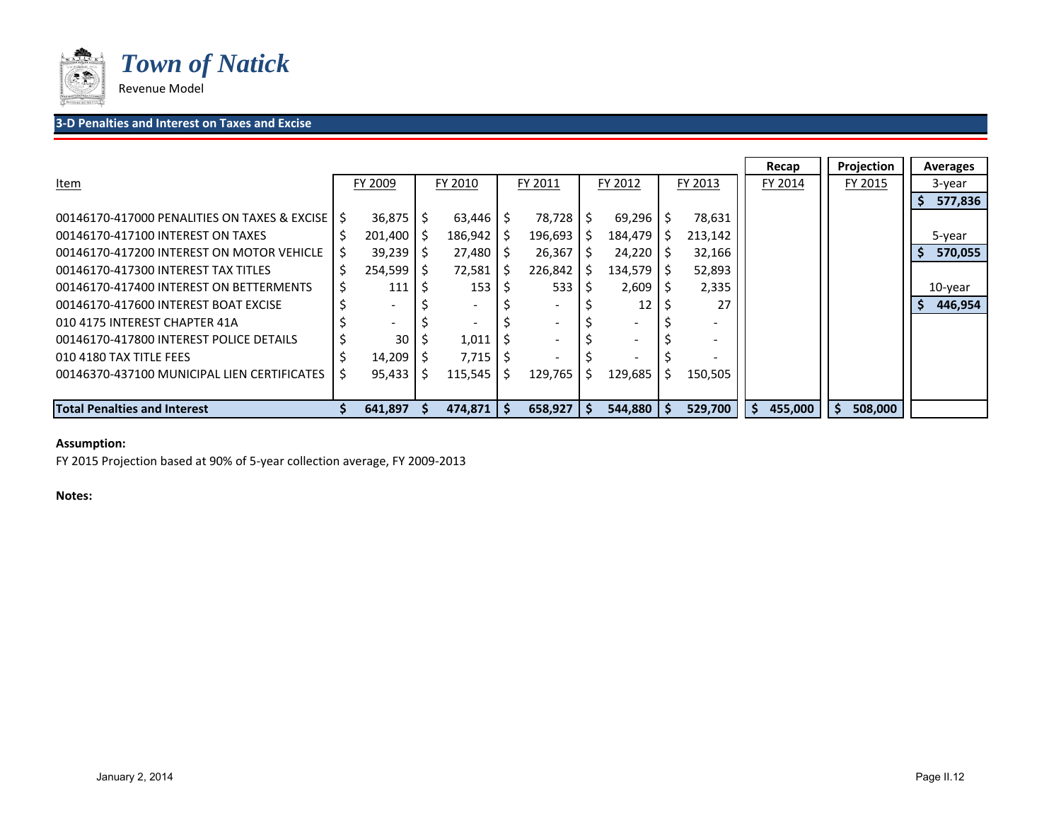# Town of Natick

Revenue Model

## 3-D Penalties and Interest on Taxes and Excise

| Item | FY 2009 | FY 2010 | FY 2011 | FY 2012 | FY 2013 | Recap FY 2014 | Projection FY 2015 | Averages |
|---|---|---|---|---|---|---|---|---|
| | | | | | | | | 3-year |
| | | | | | | | | $ 577,836 |
| 00146170-417000 PENALITIES ON TAXES & EXCISE | $ 36,875 | $ 63,446 | $ 78,728 | $ 69,296 | $ 78,631 | | | |
| 00146170-417100 INTEREST ON TAXES | $ 201,400 | $ 186,942 | $ 196,693 | $ 184,479 | $ 213,142 | | | 5-year |
| 00146170-417200 INTEREST ON MOTOR VEHICLE | $ 39,239 | $ 27,480 | $ 26,367 | $ 24,220 | $ 32,166 | | | $ 570,055 |
| 00146170-417300 INTEREST TAX TITLES | $ 254,599 | $ 72,581 | $ 226,842 | $ 134,579 | $ 52,893 | | | |
| 00146170-417400 INTEREST ON BETTERMENTS | $ 111 | $ 153 | $ 533 | $ 2,609 | $ 2,335 | | | 10-year |
| 00146170-417600 INTEREST BOAT EXCISE | $ - | $ - | $ - | $ 12 | $ 27 | | | $ 446,954 |
| 010 4175 INTEREST CHAPTER 41A | $ - | $ - | $ - | $ - | $ - | | | |
| 00146170-417800 INTEREST POLICE DETAILS | $ 30 | $ 1,011 | $ - | $ - | $ - | | | |
| 010 4180 TAX TITLE FEES | $ 14,209 | $ 7,715 | $ - | $ - | $ - | | | |
| 00146370-437100 MUNICIPAL LIEN CERTIFICATES | $ 95,433 | $ 115,545 | $ 129,765 | $ 129,685 | $ 150,505 | | | |
| **Total Penalties and Interest** | **$ 641,897** | **$ 474,871** | **$ 658,927** | **$ 544,880** | **$ 529,700** | **$ 455,000** | **$ 508,000** | |

**Assumption:**

FY 2015 Projection based at 90% of 5-year collection average, FY 2009-2013

**Notes:**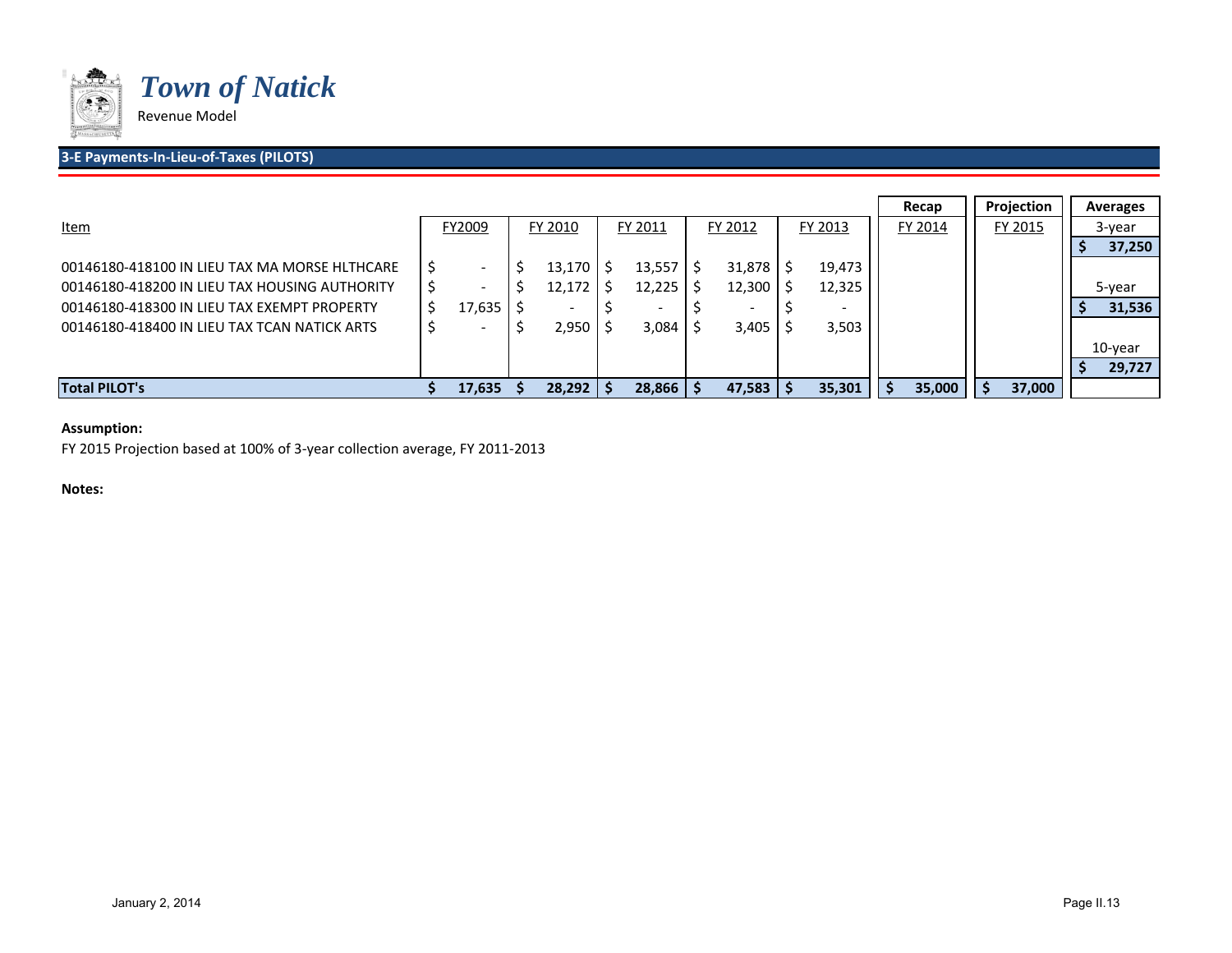# *Town of Natick*

Revenue Model

## 3-E Payments-In-Lieu-of-Taxes (PILOTS)

| Item | FY2009 | FY 2010 | FY 2011 | FY 2012 | FY 2013 | Recap FY 2014 | Projection FY 2015 | Averages |
|---|---|---|---|---|---|---|---|---|
| | | | | | | | | 3-year |
| | | | | | | | | **$ 37,250** |
| 00146180-418100 IN LIEU TAX MA MORSE HLTHCARE | $ - | $ 13,170 | $ 13,557 | $ 31,878 | $ 19,473 | | | |
| 00146180-418200 IN LIEU TAX HOUSING AUTHORITY | $ - | $ 12,172 | $ 12,225 | $ 12,300 | $ 12,325 | | | 5-year |
| 00146180-418300 IN LIEU TAX EXEMPT PROPERTY | $ 17,635 | $ - | $ - | $ - | $ - | | | **$ 31,536** |
| 00146180-418400 IN LIEU TAX TCAN NATICK ARTS | $ - | $ 2,950 | $ 3,084 | $ 3,405 | $ 3,503 | | | |
| | | | | | | | | 10-year |
| | | | | | | | | **$ 29,727** |
| **Total PILOT's** | **$ 17,635** | **$ 28,292** | **$ 28,866** | **$ 47,583** | **$ 35,301** | **$ 35,000** | **$ 37,000** | |

**Assumption:**

FY 2015 Projection based at 100% of 3-year collection average, FY 2011-2013

**Notes:**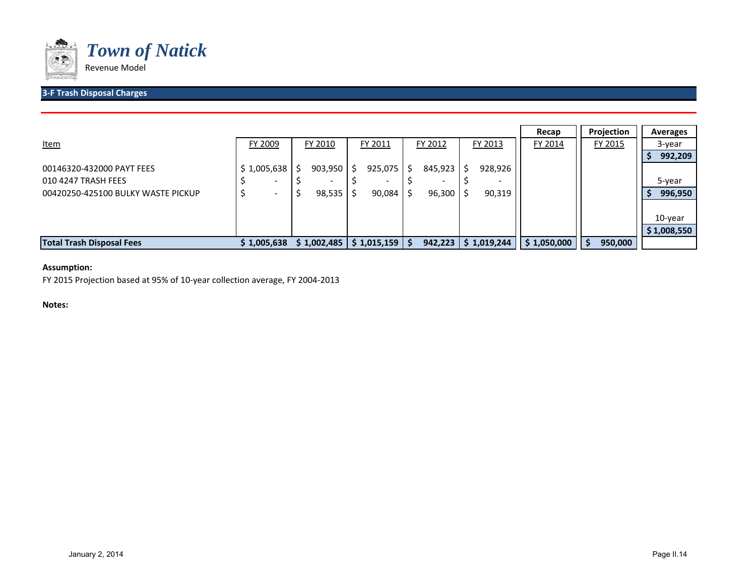# *Town of Natick*

Revenue Model

## 3-F Trash Disposal Charges

| Item | FY 2009 | FY 2010 | FY 2011 | FY 2012 | FY 2013 | Recap<br>FY 2014 | Projection<br>FY 2015 | Averages |
|---|---|---|---|---|---|---|---|---|
| | | | | | | | | 3-year |
| | | | | | | | | $ 992,209 |
| 00146320-432000 PAYT FEES | $ 1,005,638 | $ 903,950 | $ 925,075 | $ 845,923 | $ 928,926 | | | |
| 010 4247 TRASH FEES | $ - | $ - | $ - | $ - | $ - | | | 5-year |
| 00420250-425100 BULKY WASTE PICKUP | $ - | $ 98,535 | $ 90,084 | $ 96,300 | $ 90,319 | | | $ 996,950 |
| | | | | | | | | 10-year |
| | | | | | | | | $ 1,008,550 |
| **Total Trash Disposal Fees** | **$ 1,005,638** | **$ 1,002,485** | **$ 1,015,159** | **$ 942,223** | **$ 1,019,244** | **$ 1,050,000** | **$ 950,000** | |

**Assumption:**

FY 2015 Projection based at 95% of 10-year collection average, FY 2004-2013

**Notes:**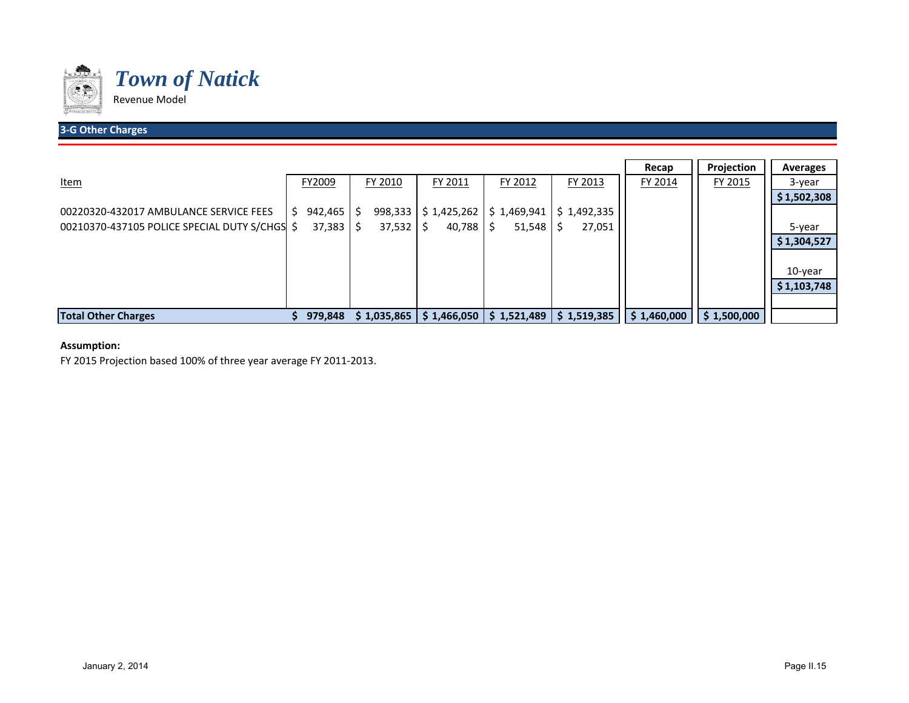# *Town of Natick*

Revenue Model

## 3-G Other Charges

| Item | FY2009 | FY 2010 | FY 2011 | FY 2012 | FY 2013 | Recap FY 2014 | Projection FY 2015 | Averages |
|---|---|---|---|---|---|---|---|---|
| | | | | | | | | 3-year |
| | | | | | | | | **$ 1,502,308** |
| 00220320-432017 AMBULANCE SERVICE FEES | $ 942,465 | $ 998,333 | $ 1,425,262 | $ 1,469,941 | $ 1,492,335 | | | |
| 00210370-437105 POLICE SPECIAL DUTY S/CHGS | $ 37,383 | $ 37,532 | $ 40,788 | $ 51,548 | $ 27,051 | | | 5-year |
| | | | | | | | | **$ 1,304,527** |
| | | | | | | | | 10-year |
| | | | | | | | | **$ 1,103,748** |
| **Total Other Charges** | **$ 979,848** | **$ 1,035,865** | **$ 1,466,050** | **$ 1,521,489** | **$ 1,519,385** | **$ 1,460,000** | **$ 1,500,000** | |

**Assumption:**

FY 2015 Projection based 100% of three year average FY 2011-2013.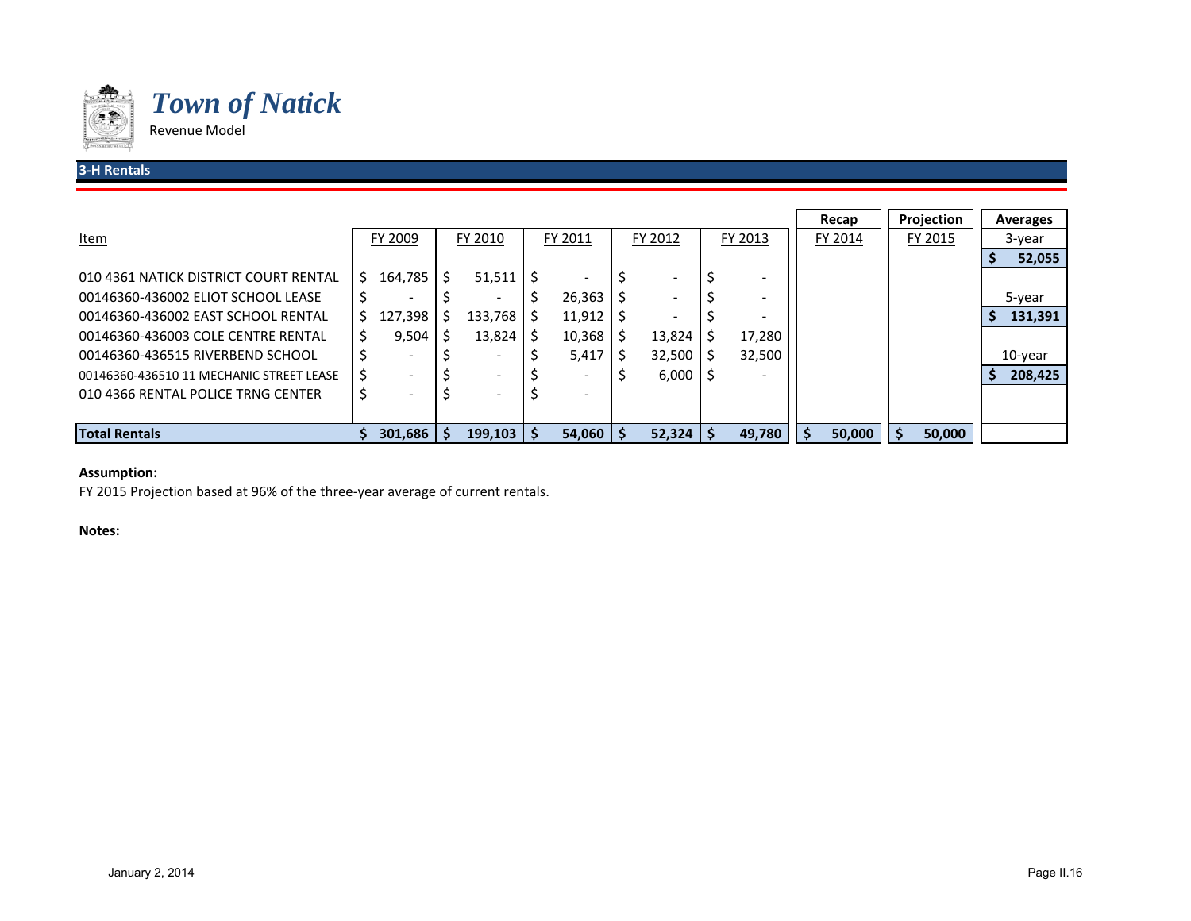# *Town of Natick*

Revenue Model

## 3-H Rentals

| Item | FY 2009 | FY 2010 | FY 2011 | FY 2012 | FY 2013 | Recap FY 2014 | Projection FY 2015 | Averages |
|---|---|---|---|---|---|---|---|---|
| | | | | | | | | 3-year |
| | | | | | | | | $ 52,055 |
| 010 4361 NATICK DISTRICT COURT RENTAL | $ 164,785 | $ 51,511 | $ - | $ - | $ - | | | |
| 00146360-436002 ELIOT SCHOOL LEASE | $ - | $ - | $ 26,363 | $ - | $ - | | | 5-year |
| 00146360-436002 EAST SCHOOL RENTAL | $ 127,398 | $ 133,768 | $ 11,912 | $ - | $ - | | | $ 131,391 |
| 00146360-436003 COLE CENTRE RENTAL | $ 9,504 | $ 13,824 | $ 10,368 | $ 13,824 | $ 17,280 | | | |
| 00146360-436515 RIVERBEND SCHOOL | $ - | $ - | $ 5,417 | $ 32,500 | $ 32,500 | | | 10-year |
| 00146360-436510 11 MECHANIC STREET LEASE | $ - | $ - | $ - | $ 6,000 | $ - | | | $ 208,425 |
| 010 4366 RENTAL POLICE TRNG CENTER | $ - | $ - | $ - | | | | | |
| **Total Rentals** | **$ 301,686** | **$ 199,103** | **$ 54,060** | **$ 52,324** | **$ 49,780** | **$ 50,000** | **$ 50,000** | |

**Assumption:**

FY 2015 Projection based at 96% of the three-year average of current rentals.

**Notes:**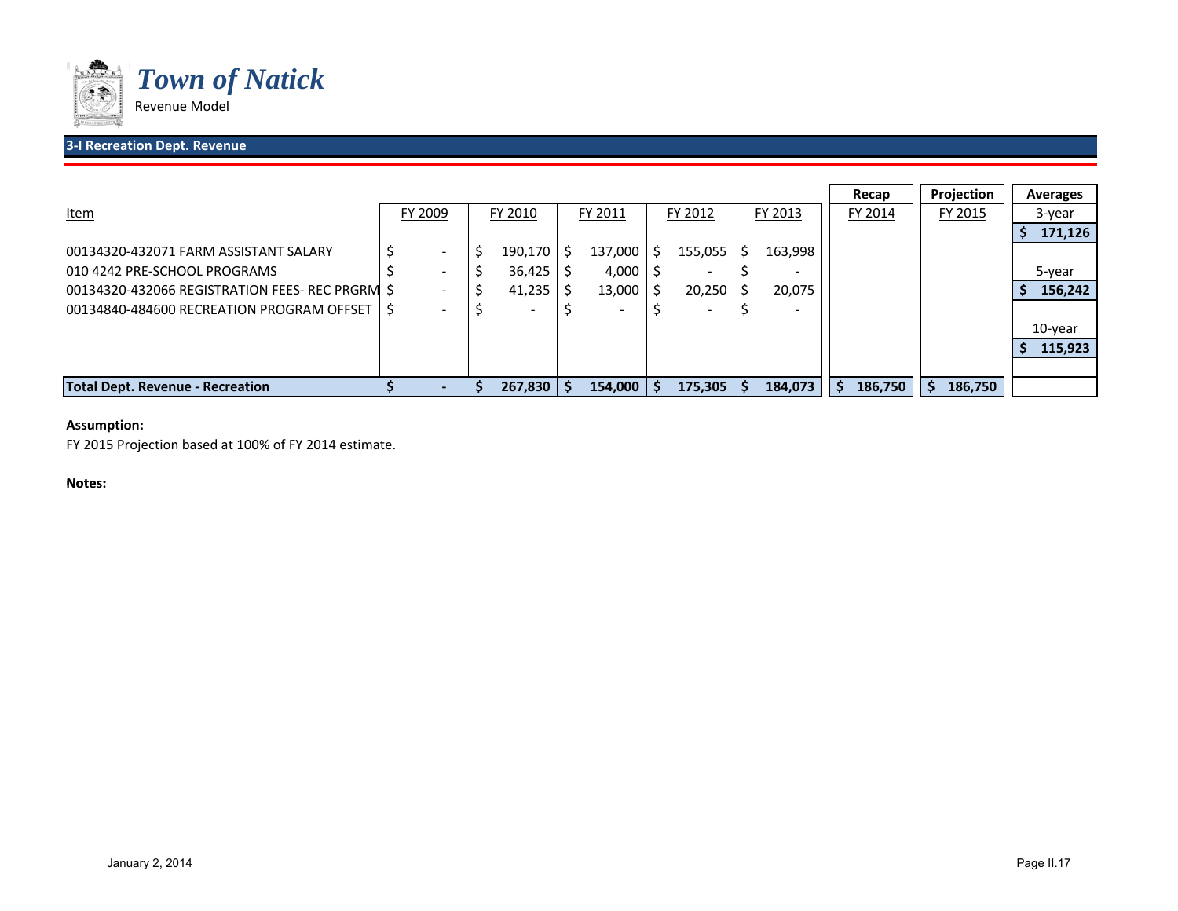# Town of Natick

Revenue Model

## 3-I Recreation Dept. Revenue

| Item | FY 2009 | FY 2010 | FY 2011 | FY 2012 | FY 2013 | Recap FY 2014 | Projection FY 2015 | Averages |
|---|---|---|---|---|---|---|---|---|
| | | | | | | | | 3-year |
| | | | | | | | | $ 171,126 |
| 00134320-432071 FARM ASSISTANT SALARY | $ - | $ 190,170 | $ 137,000 | $ 155,055 | $ 163,998 | | | |
| 010 4242 PRE-SCHOOL PROGRAMS | $ - | $ 36,425 | $ 4,000 | $ - | $ - | | | 5-year |
| 00134320-432066 REGISTRATION FEES- REC PRGRM | $ - | $ 41,235 | $ 13,000 | $ 20,250 | $ 20,075 | | | $ 156,242 |
| 00134840-484600 RECREATION PROGRAM OFFSET | $ - | $ - | $ - | $ - | $ - | | | |
| | | | | | | | | 10-year |
| | | | | | | | | $ 115,923 |
| **Total Dept. Revenue - Recreation** | **$ -** | **$ 267,830** | **$ 154,000** | **$ 175,305** | **$ 184,073** | **$ 186,750** | **$ 186,750** | |

**Assumption:**

FY 2015 Projection based at 100% of FY 2014 estimate.

**Notes:**

January 2, 2014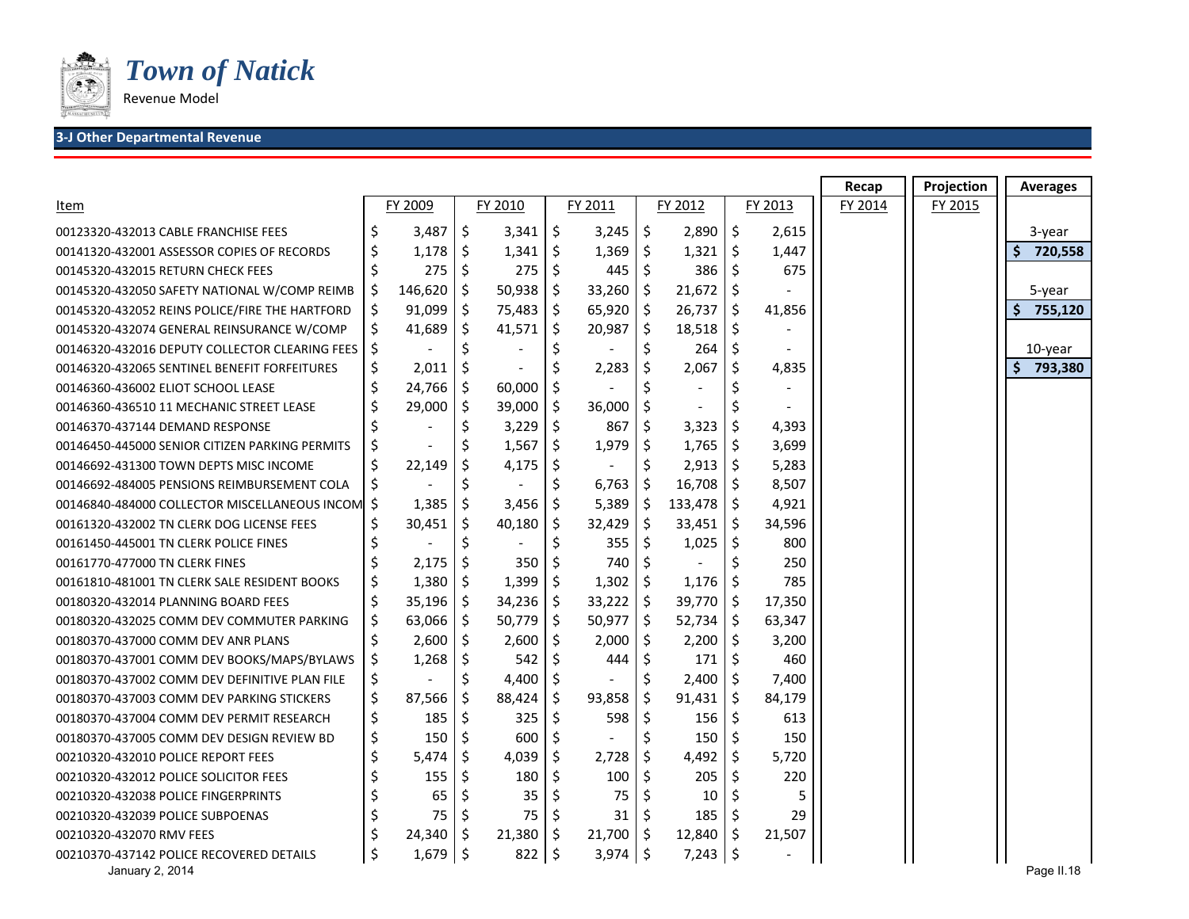# *Town of Natick*

Revenue Model

## 3-J Other Departmental Revenue

| Item | FY 2009 | FY 2010 | FY 2011 | FY 2012 | FY 2013 | Recap FY 2014 | Projection FY 2015 | Averages |
|---|---|---|---|---|---|---|---|---|
| 00123320-432013 CABLE FRANCHISE FEES | $ 3,487 | $ 3,341 | $ 3,245 | $ 2,890 | $ 2,615 | | | 3-year |
| 00141320-432001 ASSESSOR COPIES OF RECORDS | $ 1,178 | $ 1,341 | $ 1,369 | $ 1,321 | $ 1,447 | | | **$ 720,558** |
| 00145320-432015 RETURN CHECK FEES | $ 275 | $ 275 | $ 445 | $ 386 | $ 675 | | | |
| 00145320-432050 SAFETY NATIONAL W/COMP REIMB | $ 146,620 | $ 50,938 | $ 33,260 | $ 21,672 | $ - | | | 5-year |
| 00145320-432052 REINS POLICE/FIRE THE HARTFORD | $ 91,099 | $ 75,483 | $ 65,920 | $ 26,737 | $ 41,856 | | | **$ 755,120** |
| 00145320-432074 GENERAL REINSURANCE W/COMP | $ 41,689 | $ 41,571 | $ 20,987 | $ 18,518 | $ - | | | |
| 00146320-432016 DEPUTY COLLECTOR CLEARING FEES | $ - | $ - | $ - | $ 264 | $ - | | | 10-year |
| 00146320-432065 SENTINEL BENEFIT FORFEITURES | $ 2,011 | $ - | $ 2,283 | $ 2,067 | $ 4,835 | | | **$ 793,380** |
| 00146360-436002 ELIOT SCHOOL LEASE | $ 24,766 | $ 60,000 | $ - | $ - | $ - | | | |
| 00146360-436510 11 MECHANIC STREET LEASE | $ 29,000 | $ 39,000 | $ 36,000 | $ - | $ - | | | |
| 00146370-437144 DEMAND RESPONSE | $ - | $ 3,229 | $ 867 | $ 3,323 | $ 4,393 | | | |
| 00146450-445000 SENIOR CITIZEN PARKING PERMITS | $ - | $ 1,567 | $ 1,979 | $ 1,765 | $ 3,699 | | | |
| 00146692-431300 TOWN DEPTS MISC INCOME | $ 22,149 | $ 4,175 | $ - | $ 2,913 | $ 5,283 | | | |
| 00146692-484005 PENSIONS REIMBURSEMENT COLA | $ - | $ - | $ 6,763 | $ 16,708 | $ 8,507 | | | |
| 00146840-484000 COLLECTOR MISCELLANEOUS INCOM | $ 1,385 | $ 3,456 | $ 5,389 | $ 133,478 | $ 4,921 | | | |
| 00161320-432002 TN CLERK DOG LICENSE FEES | $ 30,451 | $ 40,180 | $ 32,429 | $ 33,451 | $ 34,596 | | | |
| 00161450-445001 TN CLERK POLICE FINES | $ - | $ - | $ 355 | $ 1,025 | $ 800 | | | |
| 00161770-477000 TN CLERK FINES | $ 2,175 | $ 350 | $ 740 | $ - | $ 250 | | | |
| 00161810-481001 TN CLERK SALE RESIDENT BOOKS | $ 1,380 | $ 1,399 | $ 1,302 | $ 1,176 | $ 785 | | | |
| 00180320-432014 PLANNING BOARD FEES | $ 35,196 | $ 34,236 | $ 33,222 | $ 39,770 | $ 17,350 | | | |
| 00180320-432025 COMM DEV COMMUTER PARKING | $ 63,066 | $ 50,779 | $ 50,977 | $ 52,734 | $ 63,347 | | | |
| 00180370-437000 COMM DEV ANR PLANS | $ 2,600 | $ 2,600 | $ 2,000 | $ 2,200 | $ 3,200 | | | |
| 00180370-437001 COMM DEV BOOKS/MAPS/BYLAWS | $ 1,268 | $ 542 | $ 444 | $ 171 | $ 460 | | | |
| 00180370-437002 COMM DEV DEFINITIVE PLAN FILE | $ - | $ 4,400 | $ - | $ 2,400 | $ 7,400 | | | |
| 00180370-437003 COMM DEV PARKING STICKERS | $ 87,566 | $ 88,424 | $ 93,858 | $ 91,431 | $ 84,179 | | | |
| 00180370-437004 COMM DEV PERMIT RESEARCH | $ 185 | $ 325 | $ 598 | $ 156 | $ 613 | | | |
| 00180370-437005 COMM DEV DESIGN REVIEW BD | $ 150 | $ 600 | $ - | $ 150 | $ 150 | | | |
| 00210320-432010 POLICE REPORT FEES | $ 5,474 | $ 4,039 | $ 2,728 | $ 4,492 | $ 5,720 | | | |
| 00210320-432012 POLICE SOLICITOR FEES | $ 155 | $ 180 | $ 100 | $ 205 | $ 220 | | | |
| 00210320-432038 POLICE FINGERPRINTS | $ 65 | $ 35 | $ 75 | $ 10 | $ 5 | | | |
| 00210320-432039 POLICE SUBPOENAS | $ 75 | $ 75 | $ 31 | $ 185 | $ 29 | | | |
| 00210320-432070 RMV FEES | $ 24,340 | $ 21,380 | $ 21,700 | $ 12,840 | $ 21,507 | | | |
| 00210370-437142 POLICE RECOVERED DETAILS | $ 1,679 | $ 822 | $ 3,974 | $ 7,243 | $ - | | | |

January 2, 2014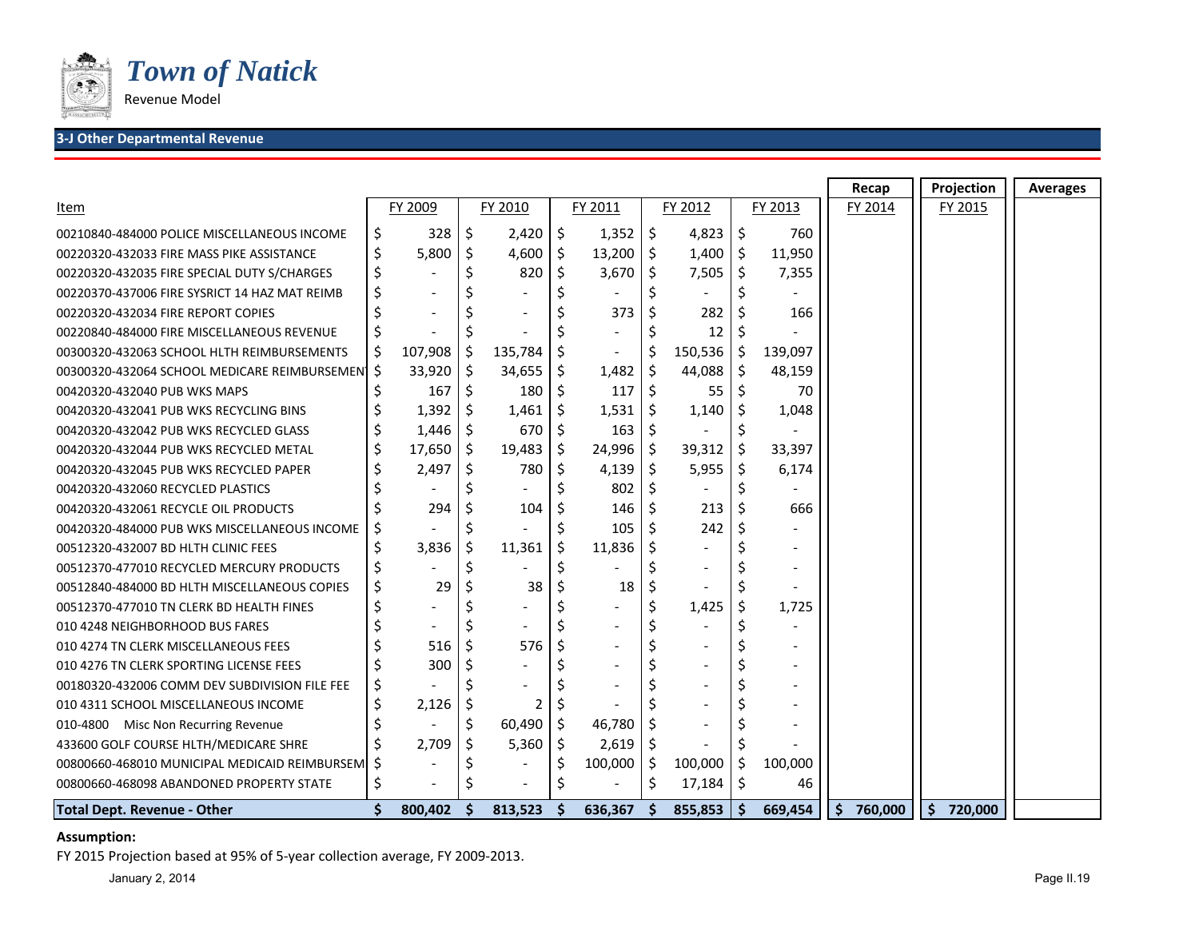# *Town of Natick*

Revenue Model

## 3-J Other Departmental Revenue

| Item | FY 2009 | FY 2010 | FY 2011 | FY 2012 | FY 2013 | Recap FY 2014 | Projection FY 2015 | Averages |
|---|---|---|---|---|---|---|---|---|
| 00210840-484000 POLICE MISCELLANEOUS INCOME | $ 328 | $ 2,420 | $ 1,352 | $ 4,823 | $ 760 | | | |
| 00220320-432033 FIRE MASS PIKE ASSISTANCE | $ 5,800 | $ 4,600 | $ 13,200 | $ 1,400 | $ 11,950 | | | |
| 00220320-432035 FIRE SPECIAL DUTY S/CHARGES | $ - | $ 820 | $ 3,670 | $ 7,505 | $ 7,355 | | | |
| 00220370-437006 FIRE SYSRICT 14 HAZ MAT REIMB | $ - | $ - | $ - | $ - | $ - | | | |
| 00220320-432034 FIRE REPORT COPIES | $ - | $ - | $ 373 | $ 282 | $ 166 | | | |
| 00220840-484000 FIRE MISCELLANEOUS REVENUE | $ - | $ - | $ - | $ 12 | $ - | | | |
| 00300320-432063 SCHOOL HLTH REIMBURSEMENTS | $ 107,908 | $ 135,784 | $ - | $ 150,536 | $ 139,097 | | | |
| 00300320-432064 SCHOOL MEDICARE REIMBURSEMENT | $ 33,920 | $ 34,655 | $ 1,482 | $ 44,088 | $ 48,159 | | | |
| 00420320-432040 PUB WKS MAPS | $ 167 | $ 180 | $ 117 | $ 55 | $ 70 | | | |
| 00420320-432041 PUB WKS RECYCLING BINS | $ 1,392 | $ 1,461 | $ 1,531 | $ 1,140 | $ 1,048 | | | |
| 00420320-432042 PUB WKS RECYCLED GLASS | $ 1,446 | $ 670 | $ 163 | $ - | $ - | | | |
| 00420320-432044 PUB WKS RECYCLED METAL | $ 17,650 | $ 19,483 | $ 24,996 | $ 39,312 | $ 33,397 | | | |
| 00420320-432045 PUB WKS RECYCLED PAPER | $ 2,497 | $ 780 | $ 4,139 | $ 5,955 | $ 6,174 | | | |
| 00420320-432060 RECYCLED PLASTICS | $ - | $ - | $ 802 | $ - | $ - | | | |
| 00420320-432061 RECYCLE OIL PRODUCTS | $ 294 | $ 104 | $ 146 | $ 213 | $ 666 | | | |
| 00420320-484000 PUB WKS MISCELLANEOUS INCOME | $ - | $ - | $ 105 | $ 242 | $ - | | | |
| 00512320-432007 BD HLTH CLINIC FEES | $ 3,836 | $ 11,361 | $ 11,836 | $ - | $ - | | | |
| 00512370-477010 RECYCLED MERCURY PRODUCTS | $ - | $ - | $ - | $ - | $ - | | | |
| 00512840-484000 BD HLTH MISCELLANEOUS COPIES | $ 29 | $ 38 | $ 18 | $ - | $ - | | | |
| 00512370-477010 TN CLERK BD HEALTH FINES | $ - | $ - | $ - | $ 1,425 | $ 1,725 | | | |
| 010 4248 NEIGHBORHOOD BUS FARES | $ - | $ - | $ - | $ - | $ - | | | |
| 010 4274 TN CLERK MISCELLANEOUS FEES | $ 516 | $ 576 | $ - | $ - | $ - | | | |
| 010 4276 TN CLERK SPORTING LICENSE FEES | $ 300 | $ - | $ - | $ - | $ - | | | |
| 00180320-432006 COMM DEV SUBDIVISION FILE FEE | $ - | $ - | $ - | $ - | $ - | | | |
| 010 4311 SCHOOL MISCELLANEOUS INCOME | $ 2,126 | $ 2 | $ - | $ - | $ - | | | |
| 010-4800 Misc Non Recurring Revenue | $ - | $ 60,490 | $ 46,780 | $ - | $ - | | | |
| 433600 GOLF COURSE HLTH/MEDICARE SHRE | $ 2,709 | $ 5,360 | $ 2,619 | $ - | $ - | | | |
| 00800660-468010 MUNICIPAL MEDICAID REIMBURSEM | $ - | $ - | $ 100,000 | $ 100,000 | $ 100,000 | | | |
| 00800660-468098 ABANDONED PROPERTY STATE | $ - | $ - | $ - | $ 17,184 | $ 46 | | | |
| **Total Dept. Revenue - Other** | **$ 800,402** | **$ 813,523** | **$ 636,367** | **$ 855,853** | **$ 669,454** | **$ 760,000** | **$ 720,000** | |

**Assumption:**

FY 2015 Projection based at 95% of 5-year collection average, FY 2009-2013.

January 2, 2014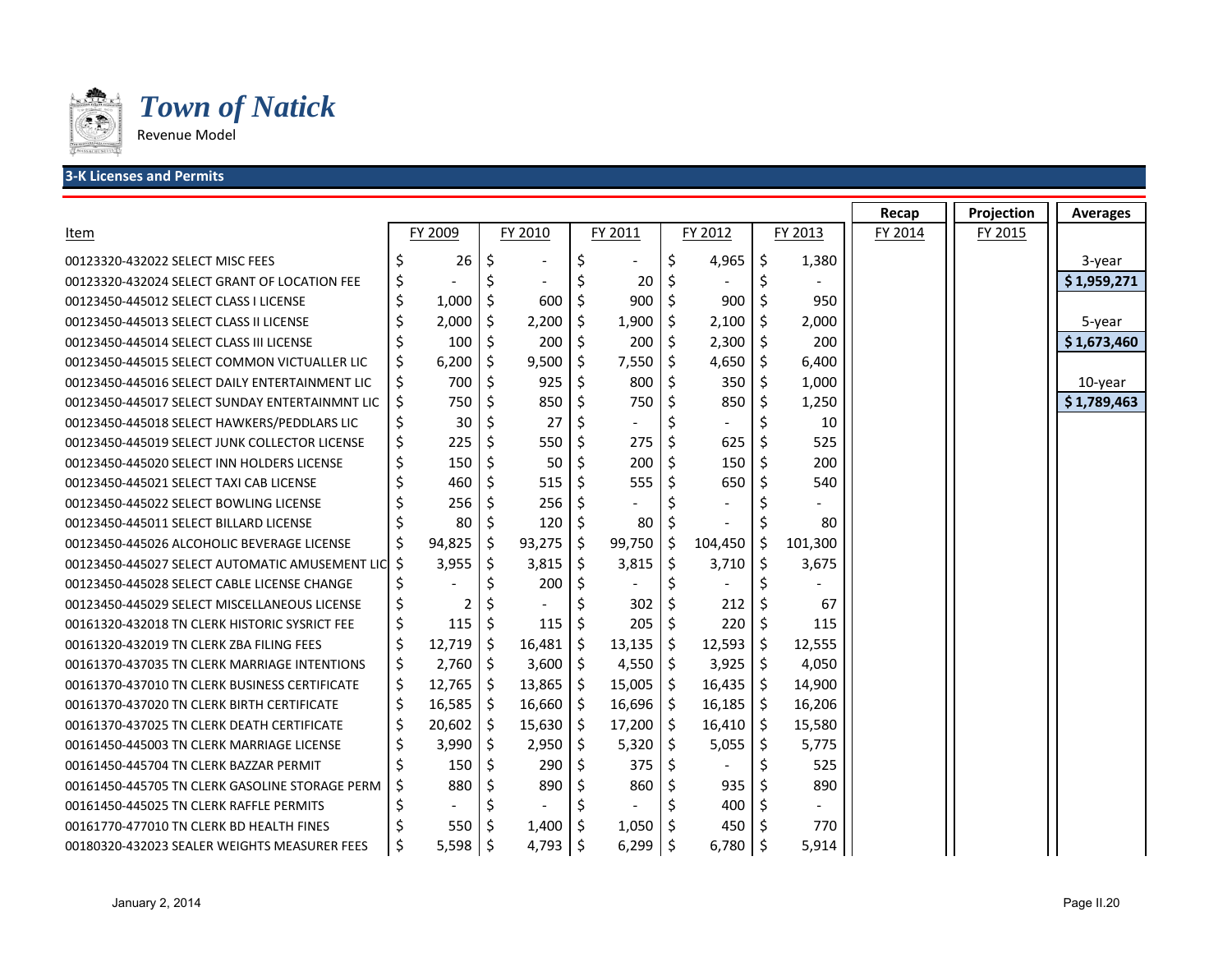# Town of Natick

Revenue Model

## 3-K Licenses and Permits

| Item | FY 2009 | FY 2010 | FY 2011 | FY 2012 | FY 2013 | Recap FY 2014 | Projection FY 2015 | Averages |
|---|---|---|---|---|---|---|---|---|
| 00123320-432022 SELECT MISC FEES | $ 26 | $ - | $ - | $ 4,965 | $ 1,380 | | | 3-year |
| 00123320-432024 SELECT GRANT OF LOCATION FEE | $ - | $ - | $ 20 | $ - | $ - | | | **$ 1,959,271** |
| 00123450-445012 SELECT CLASS I LICENSE | $ 1,000 | $ 600 | $ 900 | $ 900 | $ 950 | | | |
| 00123450-445013 SELECT CLASS II LICENSE | $ 2,000 | $ 2,200 | $ 1,900 | $ 2,100 | $ 2,000 | | | 5-year |
| 00123450-445014 SELECT CLASS III LICENSE | $ 100 | $ 200 | $ 200 | $ 2,300 | $ 200 | | | **$ 1,673,460** |
| 00123450-445015 SELECT COMMON VICTUALLER LIC | $ 6,200 | $ 9,500 | $ 7,550 | $ 4,650 | $ 6,400 | | | |
| 00123450-445016 SELECT DAILY ENTERTAINMENT LIC | $ 700 | $ 925 | $ 800 | $ 350 | $ 1,000 | | | 10-year |
| 00123450-445017 SELECT SUNDAY ENTERTAINMNT LIC | $ 750 | $ 850 | $ 750 | $ 850 | $ 1,250 | | | **$ 1,789,463** |
| 00123450-445018 SELECT HAWKERS/PEDDLARS LIC | $ 30 | $ 27 | $ - | $ - | $ 10 | | | |
| 00123450-445019 SELECT JUNK COLLECTOR LICENSE | $ 225 | $ 550 | $ 275 | $ 625 | $ 525 | | | |
| 00123450-445020 SELECT INN HOLDERS LICENSE | $ 150 | $ 50 | $ 200 | $ 150 | $ 200 | | | |
| 00123450-445021 SELECT TAXI CAB LICENSE | $ 460 | $ 515 | $ 555 | $ 650 | $ 540 | | | |
| 00123450-445022 SELECT BOWLING LICENSE | $ 256 | $ 256 | $ - | $ - | $ - | | | |
| 00123450-445011 SELECT BILLARD LICENSE | $ 80 | $ 120 | $ 80 | $ - | $ 80 | | | |
| 00123450-445026 ALCOHOLIC BEVERAGE LICENSE | $ 94,825 | $ 93,275 | $ 99,750 | $ 104,450 | $ 101,300 | | | |
| 00123450-445027 SELECT AUTOMATIC AMUSEMENT LIC | $ 3,955 | $ 3,815 | $ 3,815 | $ 3,710 | $ 3,675 | | | |
| 00123450-445028 SELECT CABLE LICENSE CHANGE | $ - | $ 200 | $ - | $ - | $ - | | | |
| 00123450-445029 SELECT MISCELLANEOUS LICENSE | $ 2 | $ - | $ 302 | $ 212 | $ 67 | | | |
| 00161320-432018 TN CLERK HISTORIC SYSRICT FEE | $ 115 | $ 115 | $ 205 | $ 220 | $ 115 | | | |
| 00161320-432019 TN CLERK ZBA FILING FEES | $ 12,719 | $ 16,481 | $ 13,135 | $ 12,593 | $ 12,555 | | | |
| 00161370-437035 TN CLERK MARRIAGE INTENTIONS | $ 2,760 | $ 3,600 | $ 4,550 | $ 3,925 | $ 4,050 | | | |
| 00161370-437010 TN CLERK BUSINESS CERTIFICATE | $ 12,765 | $ 13,865 | $ 15,005 | $ 16,435 | $ 14,900 | | | |
| 00161370-437020 TN CLERK BIRTH CERTIFICATE | $ 16,585 | $ 16,660 | $ 16,696 | $ 16,185 | $ 16,206 | | | |
| 00161370-437025 TN CLERK DEATH CERTIFICATE | $ 20,602 | $ 15,630 | $ 17,200 | $ 16,410 | $ 15,580 | | | |
| 00161450-445003 TN CLERK MARRIAGE LICENSE | $ 3,990 | $ 2,950 | $ 5,320 | $ 5,055 | $ 5,775 | | | |
| 00161450-445704 TN CLERK BAZZAR PERMIT | $ 150 | $ 290 | $ 375 | $ - | $ 525 | | | |
| 00161450-445705 TN CLERK GASOLINE STORAGE PERM | $ 880 | $ 890 | $ 860 | $ 935 | $ 890 | | | |
| 00161450-445025 TN CLERK RAFFLE PERMITS | $ - | $ - | $ - | $ 400 | $ - | | | |
| 00161770-477010 TN CLERK BD HEALTH FINES | $ 550 | $ 1,400 | $ 1,050 | $ 450 | $ 770 | | | |
| 00180320-432023 SEALER WEIGHTS MEASURER FEES | $ 5,598 | $ 4,793 | $ 6,299 | $ 6,780 | $ 5,914 | | | |

January 2, 2014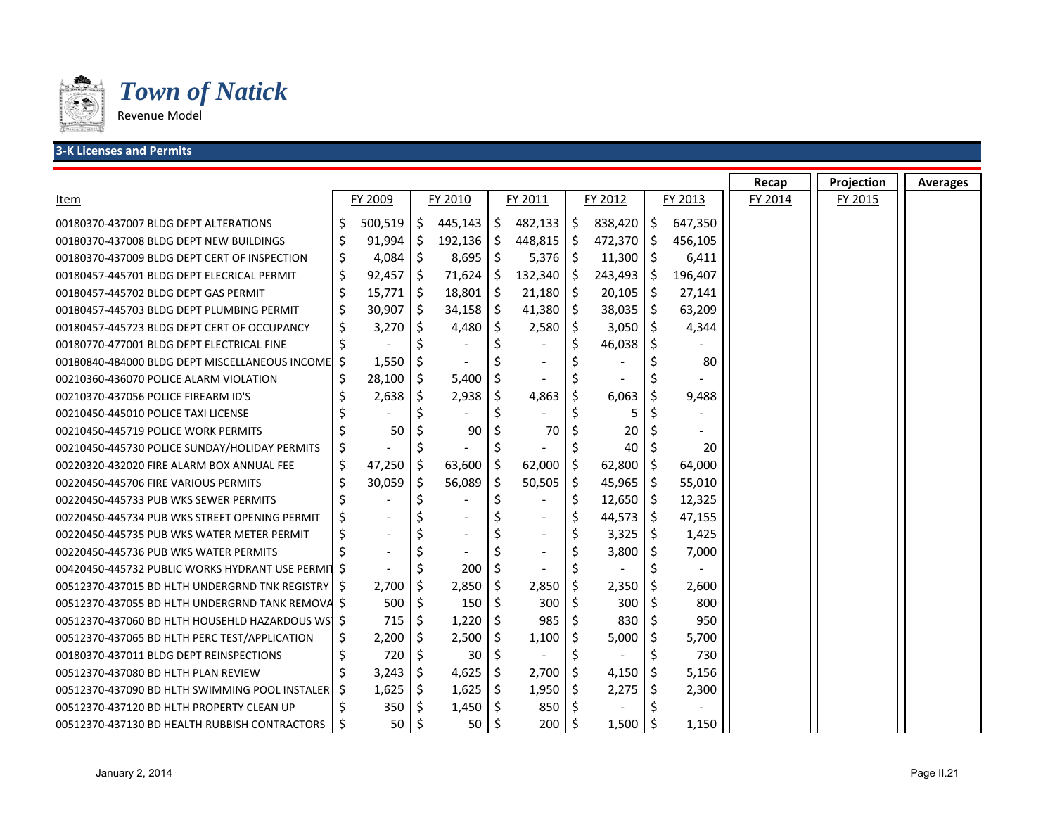# *Town of Natick*

Revenue Model

## 3-K Licenses and Permits

| Item | FY 2009 | FY 2010 | FY 2011 | FY 2012 | FY 2013 | Recap FY 2014 | Projection FY 2015 | Averages |
|---|---|---|---|---|---|---|---|---|
| 00180370-437007 BLDG DEPT ALTERATIONS | $ 500,519 | $ 445,143 | $ 482,133 | $ 838,420 | $ 647,350 | | | |
| 00180370-437008 BLDG DEPT NEW BUILDINGS | $ 91,994 | $ 192,136 | $ 448,815 | $ 472,370 | $ 456,105 | | | |
| 00180370-437009 BLDG DEPT CERT OF INSPECTION | $ 4,084 | $ 8,695 | $ 5,376 | $ 11,300 | $ 6,411 | | | |
| 00180457-445701 BLDG DEPT ELECRICAL PERMIT | $ 92,457 | $ 71,624 | $ 132,340 | $ 243,493 | $ 196,407 | | | |
| 00180457-445702 BLDG DEPT GAS PERMIT | $ 15,771 | $ 18,801 | $ 21,180 | $ 20,105 | $ 27,141 | | | |
| 00180457-445703 BLDG DEPT PLUMBING PERMIT | $ 30,907 | $ 34,158 | $ 41,380 | $ 38,035 | $ 63,209 | | | |
| 00180457-445723 BLDG DEPT CERT OF OCCUPANCY | $ 3,270 | $ 4,480 | $ 2,580 | $ 3,050 | $ 4,344 | | | |
| 00180770-477001 BLDG DEPT ELECTRICAL FINE | $ - | $ - | $ - | $ 46,038 | $ - | | | |
| 00180840-484000 BLDG DEPT MISCELLANEOUS INCOME | $ 1,550 | $ - | $ - | $ - | $ 80 | | | |
| 00210360-436070 POLICE ALARM VIOLATION | $ 28,100 | $ 5,400 | $ - | $ - | $ - | | | |
| 00210370-437056 POLICE FIREARM ID'S | $ 2,638 | $ 2,938 | $ 4,863 | $ 6,063 | $ 9,488 | | | |
| 00210450-445010 POLICE TAXI LICENSE | $ - | $ - | $ - | $ 5 | $ - | | | |
| 00210450-445719 POLICE WORK PERMITS | $ 50 | $ 90 | $ 70 | $ 20 | $ - | | | |
| 00210450-445730 POLICE SUNDAY/HOLIDAY PERMITS | $ - | $ - | $ - | $ 40 | $ 20 | | | |
| 00220320-432020 FIRE ALARM BOX ANNUAL FEE | $ 47,250 | $ 63,600 | $ 62,000 | $ 62,800 | $ 64,000 | | | |
| 00220450-445706 FIRE VARIOUS PERMITS | $ 30,059 | $ 56,089 | $ 50,505 | $ 45,965 | $ 55,010 | | | |
| 00220450-445733 PUB WKS SEWER PERMITS | $ - | $ - | $ - | $ 12,650 | $ 12,325 | | | |
| 00220450-445734 PUB WKS STREET OPENING PERMIT | $ - | $ - | $ - | $ 44,573 | $ 47,155 | | | |
| 00220450-445735 PUB WKS WATER METER PERMIT | $ - | $ - | $ - | $ 3,325 | $ 1,425 | | | |
| 00220450-445736 PUB WKS WATER PERMITS | $ - | $ - | $ - | $ 3,800 | $ 7,000 | | | |
| 00420450-445732 PUBLIC WORKS HYDRANT USE PERMIT | $ - | $ 200 | $ - | $ - | $ - | | | |
| 00512370-437015 BD HLTH UNDERGRND TNK REGISTRY | $ 2,700 | $ 2,850 | $ 2,850 | $ 2,350 | $ 2,600 | | | |
| 00512370-437055 BD HLTH UNDERGRND TANK REMOVA | $ 500 | $ 150 | $ 300 | $ 300 | $ 800 | | | |
| 00512370-437060 BD HLTH HOUSEHLD HAZARDOUS WS | $ 715 | $ 1,220 | $ 985 | $ 830 | $ 950 | | | |
| 00512370-437065 BD HLTH PERC TEST/APPLICATION | $ 2,200 | $ 2,500 | $ 1,100 | $ 5,000 | $ 5,700 | | | |
| 00180370-437011 BLDG DEPT REINSPECTIONS | $ 720 | $ 30 | $ - | $ - | $ 730 | | | |
| 00512370-437080 BD HLTH PLAN REVIEW | $ 3,243 | $ 4,625 | $ 2,700 | $ 4,150 | $ 5,156 | | | |
| 00512370-437090 BD HLTH SWIMMING POOL INSTALER | $ 1,625 | $ 1,625 | $ 1,950 | $ 2,275 | $ 2,300 | | | |
| 00512370-437120 BD HLTH PROPERTY CLEAN UP | $ 350 | $ 1,450 | $ 850 | $ - | $ - | | | |
| 00512370-437130 BD HEALTH RUBBISH CONTRACTORS | $ 50 | $ 50 | $ 200 | $ 1,500 | $ 1,150 | | | |

January 2, 2014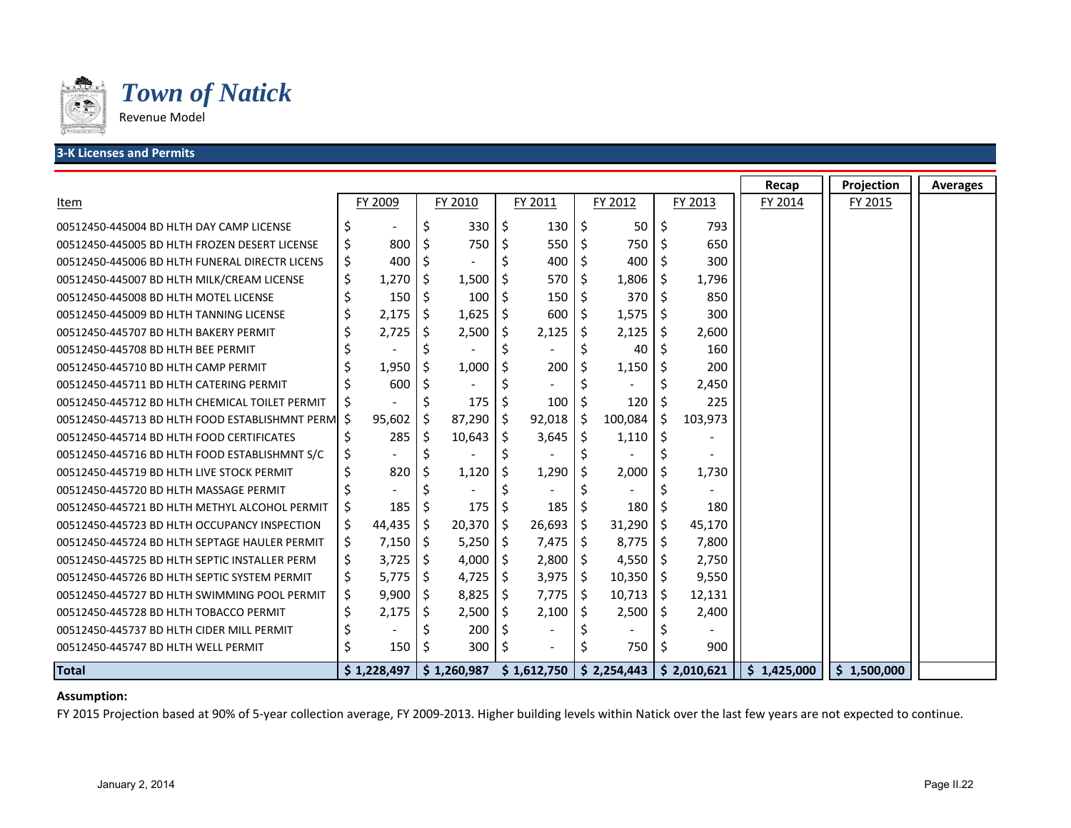# *Town of Natick*

Revenue Model

## 3-K Licenses and Permits

| Item | FY 2009 | FY 2010 | FY 2011 | FY 2012 | FY 2013 | Recap FY 2014 | Projection FY 2015 | Averages |
|---|---|---|---|---|---|---|---|---|
| 00512450-445004 BD HLTH DAY CAMP LICENSE | $ - | $ 330 | $ 130 | $ 50 | $ 793 | | | |
| 00512450-445005 BD HLTH FROZEN DESERT LICENSE | $ 800 | $ 750 | $ 550 | $ 750 | $ 650 | | | |
| 00512450-445006 BD HLTH FUNERAL DIRECTR LICENS | $ 400 | $ - | $ 400 | $ 400 | $ 300 | | | |
| 00512450-445007 BD HLTH MILK/CREAM LICENSE | $ 1,270 | $ 1,500 | $ 570 | $ 1,806 | $ 1,796 | | | |
| 00512450-445008 BD HLTH MOTEL LICENSE | $ 150 | $ 100 | $ 150 | $ 370 | $ 850 | | | |
| 00512450-445009 BD HLTH TANNING LICENSE | $ 2,175 | $ 1,625 | $ 600 | $ 1,575 | $ 300 | | | |
| 00512450-445707 BD HLTH BAKERY PERMIT | $ 2,725 | $ 2,500 | $ 2,125 | $ 2,125 | $ 2,600 | | | |
| 00512450-445708 BD HLTH BEE PERMIT | $ - | $ - | $ - | $ 40 | $ 160 | | | |
| 00512450-445710 BD HLTH CAMP PERMIT | $ 1,950 | $ 1,000 | $ 200 | $ 1,150 | $ 200 | | | |
| 00512450-445711 BD HLTH CATERING PERMIT | $ 600 | $ - | $ - | $ - | $ 2,450 | | | |
| 00512450-445712 BD HLTH CHEMICAL TOILET PERMIT | $ - | $ 175 | $ 100 | $ 120 | $ 225 | | | |
| 00512450-445713 BD HLTH FOOD ESTABLISHMNT PERM | $ 95,602 | $ 87,290 | $ 92,018 | $ 100,084 | $ 103,973 | | | |
| 00512450-445714 BD HLTH FOOD CERTIFICATES | $ 285 | $ 10,643 | $ 3,645 | $ 1,110 | $ - | | | |
| 00512450-445716 BD HLTH FOOD ESTABLISHMNT S/C | $ - | $ - | $ - | $ - | $ - | | | |
| 00512450-445719 BD HLTH LIVE STOCK PERMIT | $ 820 | $ 1,120 | $ 1,290 | $ 2,000 | $ 1,730 | | | |
| 00512450-445720 BD HLTH MASSAGE PERMIT | $ - | $ - | $ - | $ - | $ - | | | |
| 00512450-445721 BD HLTH METHYL ALCOHOL PERMIT | $ 185 | $ 175 | $ 185 | $ 180 | $ 180 | | | |
| 00512450-445723 BD HLTH OCCUPANCY INSPECTION | $ 44,435 | $ 20,370 | $ 26,693 | $ 31,290 | $ 45,170 | | | |
| 00512450-445724 BD HLTH SEPTAGE HAULER PERMIT | $ 7,150 | $ 5,250 | $ 7,475 | $ 8,775 | $ 7,800 | | | |
| 00512450-445725 BD HLTH SEPTIC INSTALLER PERM | $ 3,725 | $ 4,000 | $ 2,800 | $ 4,550 | $ 2,750 | | | |
| 00512450-445726 BD HLTH SEPTIC SYSTEM PERMIT | $ 5,775 | $ 4,725 | $ 3,975 | $ 10,350 | $ 9,550 | | | |
| 00512450-445727 BD HLTH SWIMMING POOL PERMIT | $ 9,900 | $ 8,825 | $ 7,775 | $ 10,713 | $ 12,131 | | | |
| 00512450-445728 BD HLTH TOBACCO PERMIT | $ 2,175 | $ 2,500 | $ 2,100 | $ 2,500 | $ 2,400 | | | |
| 00512450-445737 BD HLTH CIDER MILL PERMIT | $ - | $ 200 | $ - | $ - | $ - | | | |
| 00512450-445747 BD HLTH WELL PERMIT | $ 150 | $ 300 | $ - | $ 750 | $ 900 | | | |
| **Total** | **$ 1,228,497** | **$ 1,260,987** | **$ 1,612,750** | **$ 2,254,443** | **$ 2,010,621** | **$ 1,425,000** | **$ 1,500,000** | |

**Assumption:**

FY 2015 Projection based at 90% of 5-year collection average, FY 2009-2013. Higher building levels within Natick over the last few years are not expected to continue.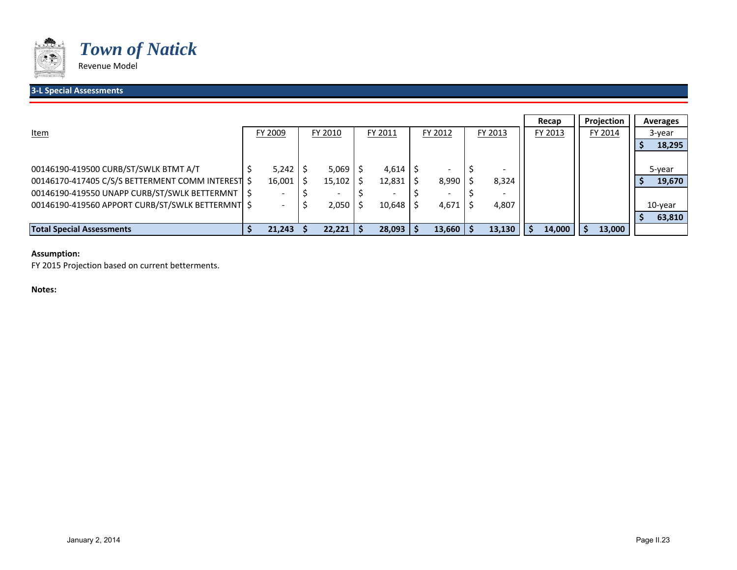# *Town of Natick*

Revenue Model

## 3-L Special Assessments

| Item | FY 2009 | FY 2010 | FY 2011 | FY 2012 | FY 2013 | Recap FY 2013 | Projection FY 2014 | Averages |
|---|---|---|---|---|---|---|---|---|
| | | | | | | | | 3-year |
| | | | | | | | | $ 18,295 |
| 00146190-419500 CURB/ST/SWLK BTMT A/T | $ 5,242 | $ 5,069 | $ 4,614 | $ - | $ - | | | 5-year |
| 00146170-417405 C/S/S BETTERMENT COMM INTEREST | $ 16,001 | $ 15,102 | $ 12,831 | $ 8,990 | $ 8,324 | | | $ 19,670 |
| 00146190-419550 UNAPP CURB/ST/SWLK BETTERMNT | $ - | $ - | $ - | $ - | $ - | | | |
| 00146190-419560 APPORT CURB/ST/SWLK BETTERMNT | $ - | $ 2,050 | $ 10,648 | $ 4,671 | $ 4,807 | | | 10-year |
| | | | | | | | | $ 63,810 |
| **Total Special Assessments** | **$ 21,243** | **$ 22,221** | **$ 28,093** | **$ 13,660** | **$ 13,130** | **$ 14,000** | **$ 13,000** | |

**Assumption:**

FY 2015 Projection based on current betterments.

**Notes:**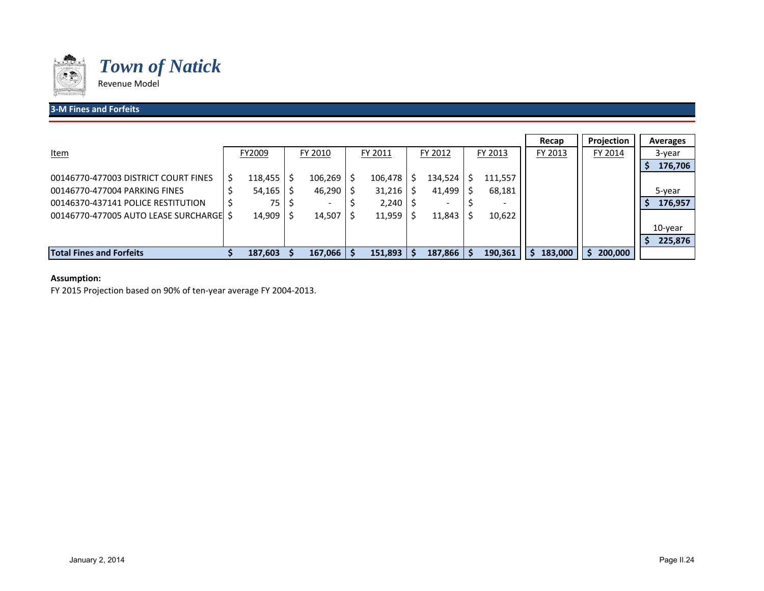# *Town of Natick*

Revenue Model

## 3-M Fines and Forfeits

| Item | FY2009 | FY 2010 | FY 2011 | FY 2012 | FY 2013 | Recap FY 2013 | Projection FY 2014 | Averages |
|---|---|---|---|---|---|---|---|---|
| | | | | | | | | 3-year |
| | | | | | | | | $ 176,706 |
| 00146770-477003 DISTRICT COURT FINES | $ 118,455 | $ 106,269 | $ 106,478 | $ 134,524 | $ 111,557 | | | |
| 00146770-477004 PARKING FINES | $ 54,165 | $ 46,290 | $ 31,216 | $ 41,499 | $ 68,181 | | | 5-year |
| 00146370-437141 POLICE RESTITUTION | $ 75 | $ - | $ 2,240 | $ - | $ - | | | $ 176,957 |
| 00146770-477005 AUTO LEASE SURCHARGE | $ 14,909 | $ 14,507 | $ 11,959 | $ 11,843 | $ 10,622 | | | |
| | | | | | | | | 10-year |
| | | | | | | | | $ 225,876 |
| **Total Fines and Forfeits** | **$ 187,603** | **$ 167,066** | **$ 151,893** | **$ 187,866** | **$ 190,361** | **$ 183,000** | **$ 200,000** | |

**Assumption:**

FY 2015 Projection based on 90% of ten-year average FY 2004-2013.

January 2, 2014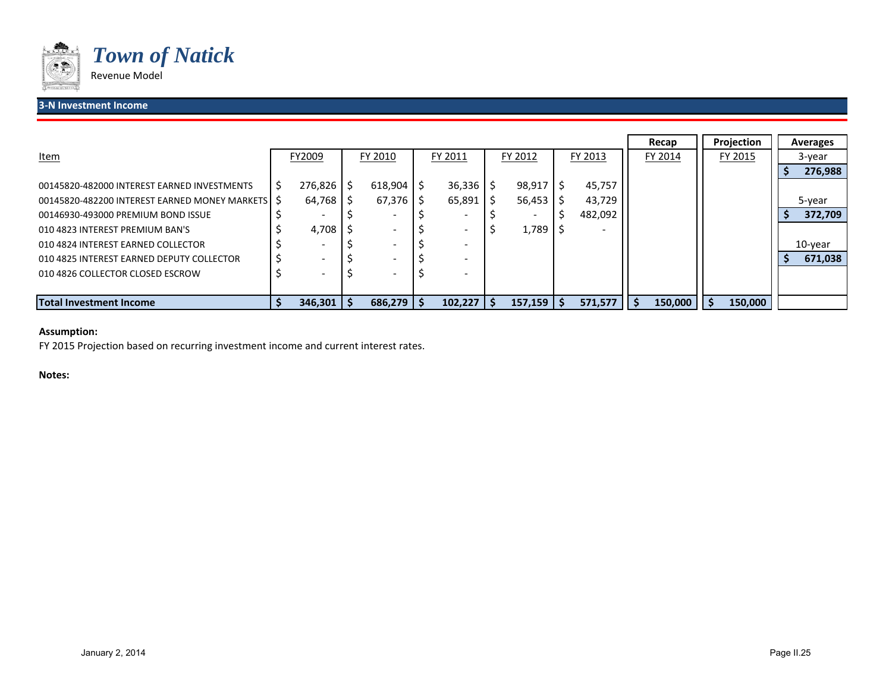# *Town of Natick*

Revenue Model

## 3-N Investment Income

| Item | FY2009 | FY 2010 | FY 2011 | FY 2012 | FY 2013 | Recap FY 2014 | Projection FY 2015 | Averages |
|---|---|---|---|---|---|---|---|---|
| | | | | | | | | 3-year |
| | | | | | | | | $ 276,988 |
| 00145820-482000 INTEREST EARNED INVESTMENTS | $ 276,826 | $ 618,904 | $ 36,336 | $ 98,917 | $ 45,757 | | | |
| 00145820-482200 INTEREST EARNED MONEY MARKETS | $ 64,768 | $ 67,376 | $ 65,891 | $ 56,453 | $ 43,729 | | | 5-year |
| 00146930-493000 PREMIUM BOND ISSUE | $ - | $ - | $ - | $ - | $ 482,092 | | | $ 372,709 |
| 010 4823 INTEREST PREMIUM BAN'S | $ 4,708 | $ - | $ - | $ 1,789 | $ - | | | |
| 010 4824 INTEREST EARNED COLLECTOR | $ - | $ - | $ - | | | | | 10-year |
| 010 4825 INTEREST EARNED DEPUTY COLLECTOR | $ - | $ - | $ - | | | | | $ 671,038 |
| 010 4826 COLLECTOR CLOSED ESCROW | $ - | $ - | $ - | | | | | |
| **Total Investment Income** | **$ 346,301** | **$ 686,279** | **$ 102,227** | **$ 157,159** | **$ 571,577** | **$ 150,000** | **$ 150,000** | |

**Assumption:**

FY 2015 Projection based on recurring investment income and current interest rates.

**Notes:**

January 2, 2014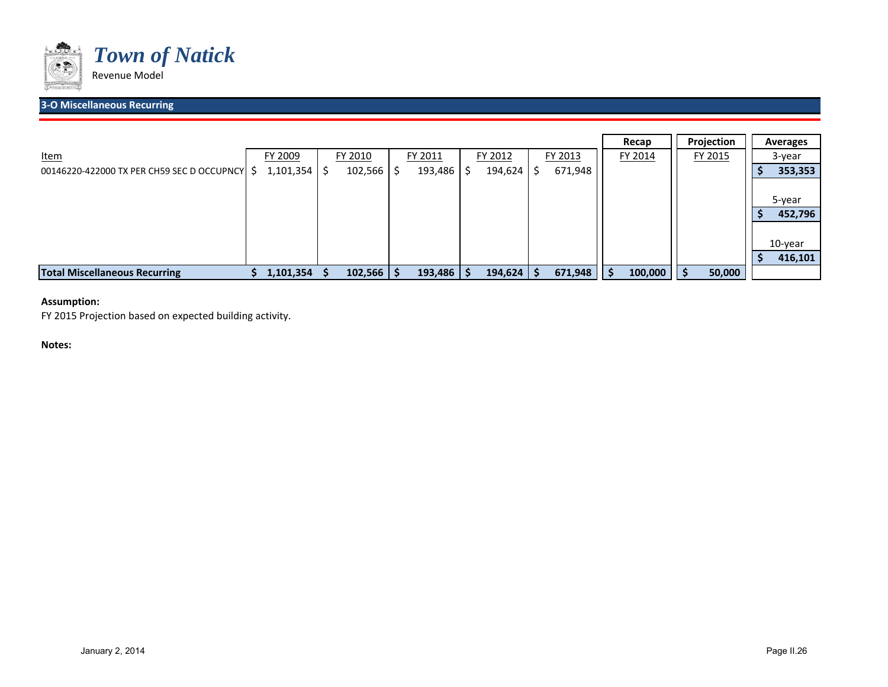# Town of Natick

Revenue Model

## 3-O Miscellaneous Recurring

| Item | FY 2009 | FY 2010 | FY 2011 | FY 2012 | FY 2013 | Recap FY 2014 | Projection FY 2015 | Averages |
|---|---|---|---|---|---|---|---|---|
| 00146220-422000 TX PER CH59 SEC D OCCUPNCY | $ 1,101,354 | $ 102,566 | $ 193,486 | $ 194,624 | $ 671,948 | | | 3-year: $ 353,353 |
| | | | | | | | | 5-year: $ 452,796 |
| | | | | | | | | 10-year: $ 416,101 |
| **Total Miscellaneous Recurring** | **$ 1,101,354** | **$ 102,566** | **$ 193,486** | **$ 194,624** | **$ 671,948** | **$ 100,000** | **$ 50,000** | |

**Assumption:**

FY 2015 Projection based on expected building activity.

**Notes:**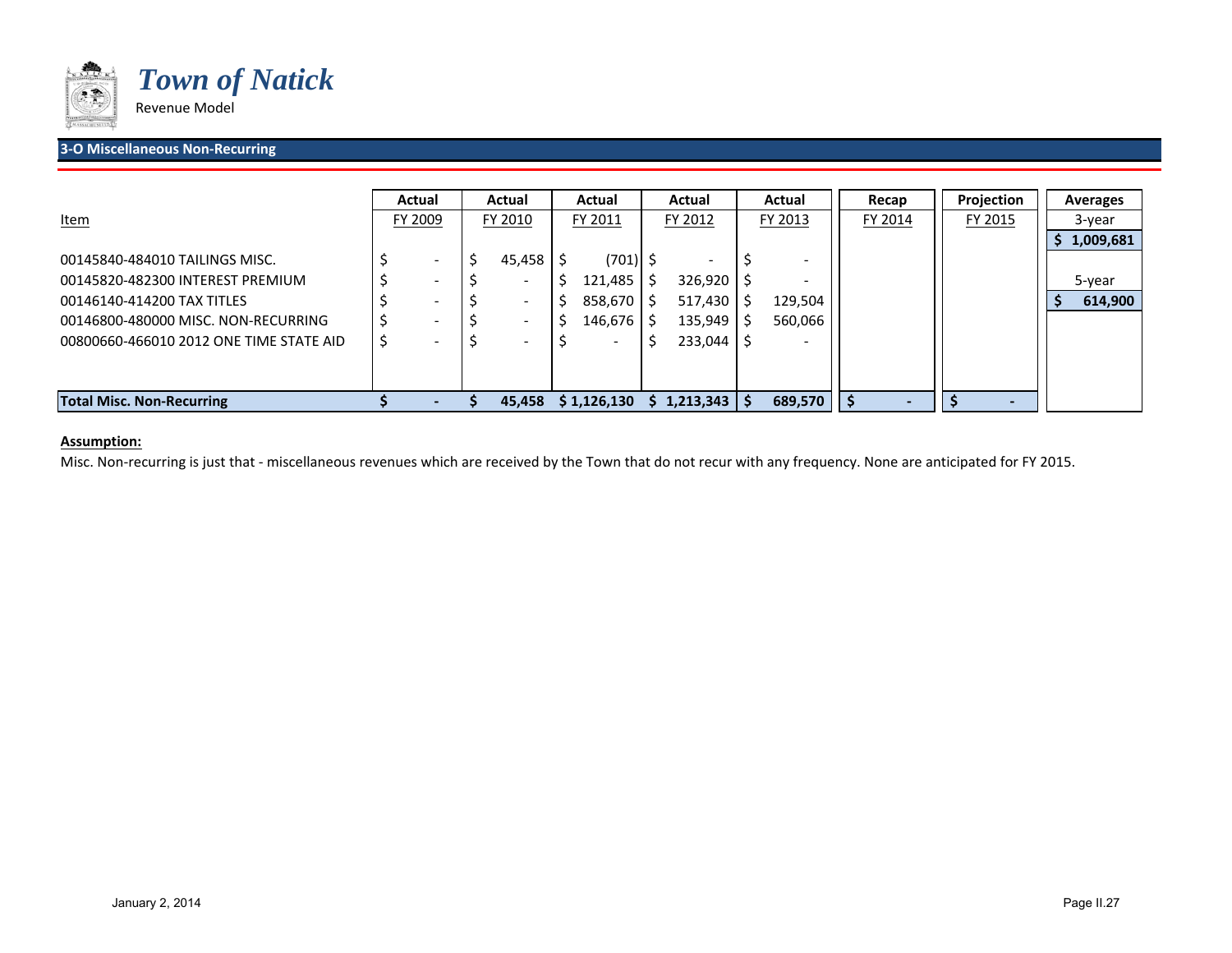# *Town of Natick*

Revenue Model

## 3-O Miscellaneous Non-Recurring

| Item | Actual FY 2009 | Actual FY 2010 | Actual FY 2011 | Actual FY 2012 | Actual FY 2013 | Recap FY 2014 | Projection FY 2015 | Averages |
|---|---|---|---|---|---|---|---|---|
| | | | | | | | | 3-year |
| | | | | | | | | $ 1,009,681 |
| 00145840-484010 TAILINGS MISC. | $ - | $ 45,458 | $ (701) | $ - | $ - | | | |
| 00145820-482300 INTEREST PREMIUM | $ - | $ - | $ 121,485 | $ 326,920 | $ - | | | 5-year |
| 00146140-414200 TAX TITLES | $ - | $ - | $ 858,670 | $ 517,430 | $ 129,504 | | | $ 614,900 |
| 00146800-480000 MISC. NON-RECURRING | $ - | $ - | $ 146,676 | $ 135,949 | $ 560,066 | | | |
| 00800660-466010 2012 ONE TIME STATE AID | $ - | $ - | $ - | $ 233,044 | $ - | | | |
| **Total Misc. Non-Recurring** | **$ -** | **$ 45,458** | **$ 1,126,130** | **$ 1,213,343** | **$ 689,570** | **$ -** | **$ -** | |

**Assumption:**

Misc. Non-recurring is just that - miscellaneous revenues which are received by the Town that do not recur with any frequency. None are anticipated for FY 2015.

January 2, 2014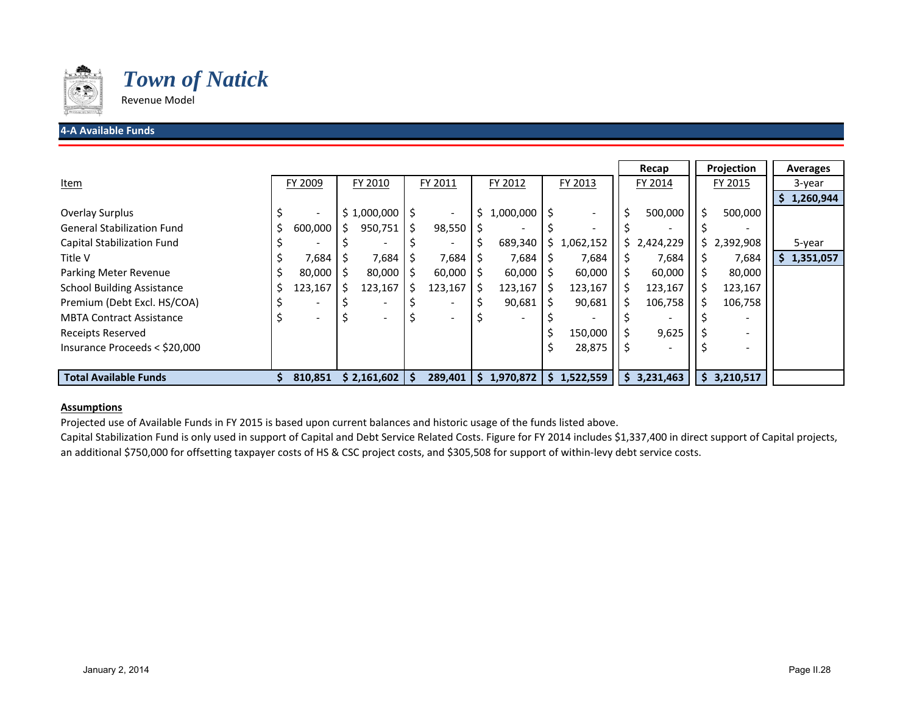# *Town of Natick*

Revenue Model

## 4-A Available Funds

| Item | FY 2009 | FY 2010 | FY 2011 | FY 2012 | FY 2013 | Recap FY 2014 | Projection FY 2015 | Averages |
|---|---|---|---|---|---|---|---|---|
| | | | | | | | | 3-year |
| | | | | | | | | $ 1,260,944 |
| Overlay Surplus | $ - | $ 1,000,000 | $ - | $ 1,000,000 | $ - | $ 500,000 | $ 500,000 | |
| General Stabilization Fund | $ 600,000 | $ 950,751 | $ 98,550 | $ - | $ - | $ - | $ - | |
| Capital Stabilization Fund | $ - | $ - | $ - | $ 689,340 | $ 1,062,152 | $ 2,424,229 | $ 2,392,908 | 5-year |
| Title V | $ 7,684 | $ 7,684 | $ 7,684 | $ 7,684 | $ 7,684 | $ 7,684 | $ 7,684 | $ 1,351,057 |
| Parking Meter Revenue | $ 80,000 | $ 80,000 | $ 60,000 | $ 60,000 | $ 60,000 | $ 60,000 | $ 80,000 | |
| School Building Assistance | $ 123,167 | $ 123,167 | $ 123,167 | $ 123,167 | $ 123,167 | $ 123,167 | $ 123,167 | |
| Premium (Debt Excl. HS/COA) | $ - | $ - | $ - | $ 90,681 | $ 90,681 | $ 106,758 | $ 106,758 | |
| MBTA Contract Assistance | $ - | $ - | $ - | $ - | $ - | $ - | $ - | |
| Receipts Reserved | | | | | $ 150,000 | $ 9,625 | $ - | |
| Insurance Proceeds < $20,000 | | | | | $ 28,875 | $ - | $ - | |
| **Total Available Funds** | **$ 810,851** | **$ 2,161,602** | **$ 289,401** | **$ 1,970,872** | **$ 1,522,559** | **$ 3,231,463** | **$ 3,210,517** | |

**Assumptions**

Projected use of Available Funds in FY 2015 is based upon current balances and historic usage of the funds listed above.

Capital Stabilization Fund is only used in support of Capital and Debt Service Related Costs. Figure for FY 2014 includes $1,337,400 in direct support of Capital projects, an additional $750,000 for offsetting taxpayer costs of HS & CSC project costs, and $305,508 for support of within-levy debt service costs.

January 2, 2014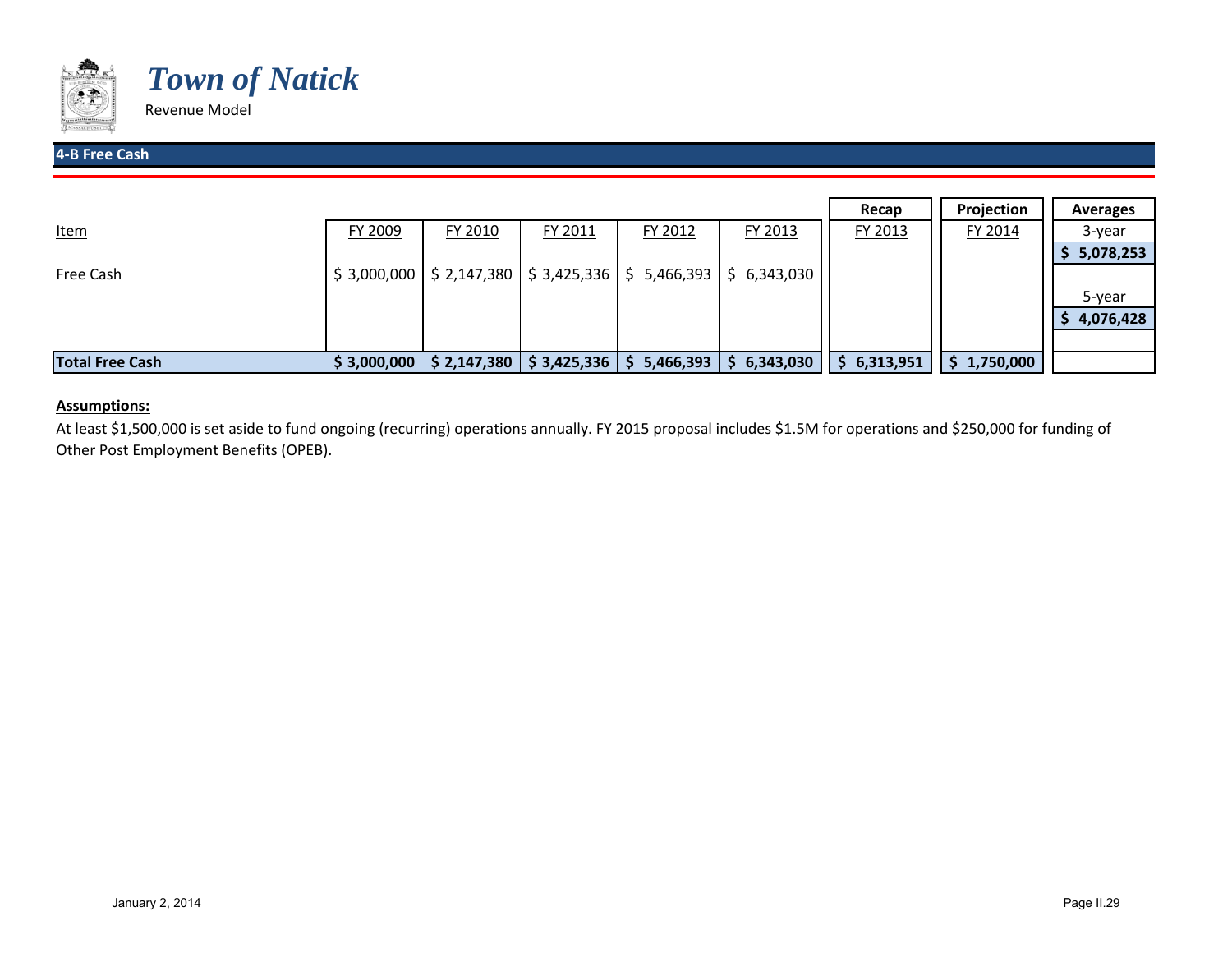# *Town of Natick*

Revenue Model

## 4-B Free Cash

| Item | FY 2009 | FY 2010 | FY 2011 | FY 2012 | FY 2013 | Recap FY 2013 | Projection FY 2014 | Averages |
|---|---|---|---|---|---|---|---|---|
| | | | | | | | | 3-year |
| | | | | | | | | **$ 5,078,253** |
| Free Cash | $ 3,000,000 | $ 2,147,380 | $ 3,425,336 | $ 5,466,393 | $ 6,343,030 | | | |
| | | | | | | | | 5-year |
| | | | | | | | | **$ 4,076,428** |
| **Total Free Cash** | **$ 3,000,000** | **$ 2,147,380** | **$ 3,425,336** | **$ 5,466,393** | **$ 6,343,030** | **$ 6,313,951** | **$ 1,750,000** | |

**Assumptions:**

At least $1,500,000 is set aside to fund ongoing (recurring) operations annually. FY 2015 proposal includes $1.5M for operations and $250,000 for funding of Other Post Employment Benefits (OPEB).

January 2, 2014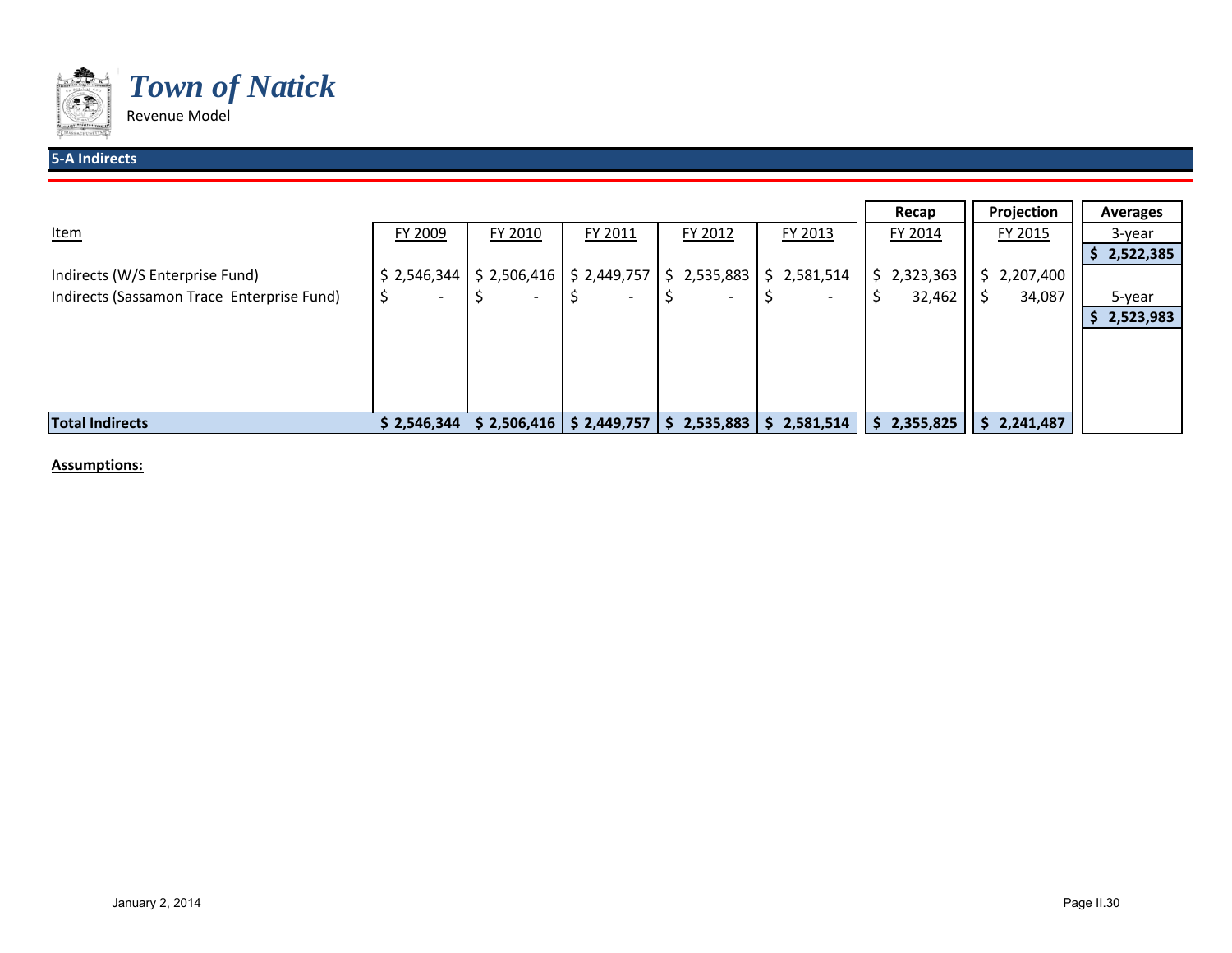# *Town of Natick*

Revenue Model

## 5-A Indirects

| | | | | | | Recap | Projection | Averages |
|---|---|---|---|---|---|---|---|---|
| Item | FY 2009 | FY 2010 | FY 2011 | FY 2012 | FY 2013 | FY 2014 | FY 2015 | 3-year |
| | | | | | | | | $ 2,522,385 |
| Indirects (W/S Enterprise Fund) | $ 2,546,344 | $ 2,506,416 | $ 2,449,757 | $ 2,535,883 | $ 2,581,514 | $ 2,323,363 | $ 2,207,400 | |
| Indirects (Sassamon Trace Enterprise Fund) | $ - | $ - | $ - | $ - | $ - | $ 32,462 | $ 34,087 | 5-year |
| | | | | | | | | $ 2,523,983 |
| **Total Indirects** | **$ 2,546,344** | **$ 2,506,416** | **$ 2,449,757** | **$ 2,535,883** | **$ 2,581,514** | **$ 2,355,825** | **$ 2,241,487** | |

**Assumptions:**

January 2, 2014